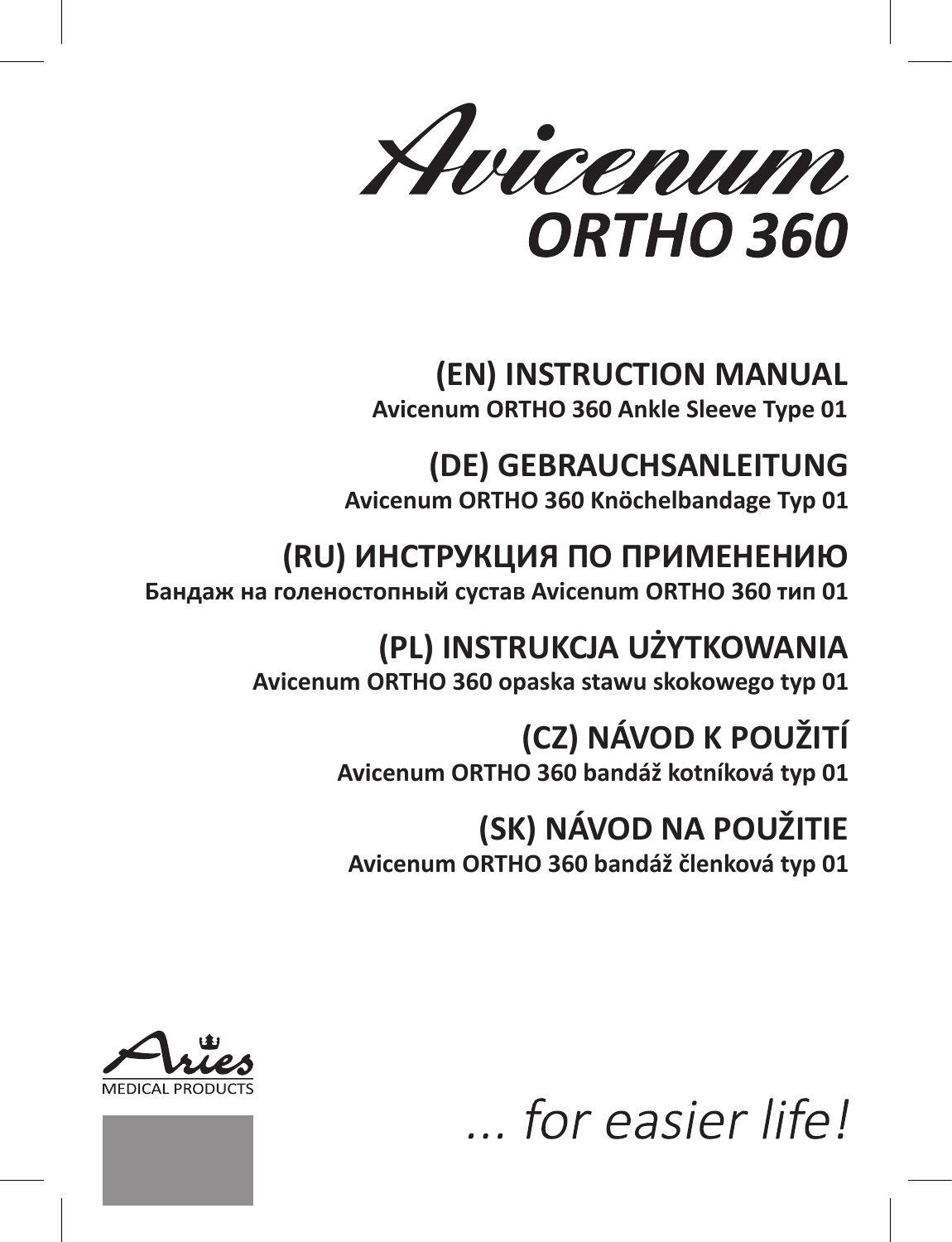# Avicenum ORTHO 360

## (EN) INSTRUCTION MANUAL
**Avicenum ORTHO 360 Ankle Sleeve Type 01**

## (DE) GEBRAUCHSANLEITUNG
**Avicenum ORTHO 360 Knöchelbandage Typ 01**

## (RU) ИНСТРУКЦИЯ ПО ПРИМЕНЕНИЮ
**Бандаж на голеностопный сустав Avicenum ORTHO 360 тип 01**

## (PL) INSTRUKCJA UŻYTKOWANIA
**Avicenum ORTHO 360 opaska stawu skokowego typ 01**

## (CZ) NÁVOD K POUŽITÍ
**Avicenum ORTHO 360 bandáž kotníková typ 01**

## (SK) NÁVOD NA POUŽITIE
**Avicenum ORTHO 360 bandáž členková typ 01**

Aries MEDICAL PRODUCTS

*... for easier life!*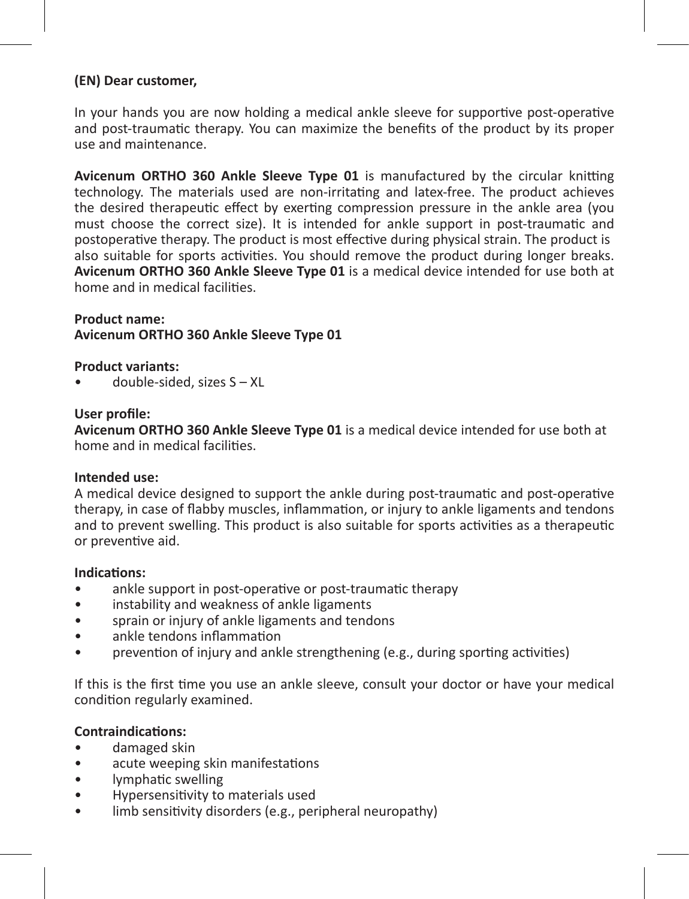**(EN) Dear customer,**

In your hands you are now holding a medical ankle sleeve for supportive post-operative and post-traumatic therapy. You can maximize the benefits of the product by its proper use and maintenance.

**Avicenum ORTHO 360 Ankle Sleeve Type 01** is manufactured by the circular knitting technology. The materials used are non-irritating and latex-free. The product achieves the desired therapeutic effect by exerting compression pressure in the ankle area (you must choose the correct size). It is intended for ankle support in post-traumatic and postoperative therapy. The product is most effective during physical strain. The product is also suitable for sports activities. You should remove the product during longer breaks. **Avicenum ORTHO 360 Ankle Sleeve Type 01** is a medical device intended for use both at home and in medical facilities.

**Product name:**
**Avicenum ORTHO 360 Ankle Sleeve Type 01**

**Product variants:**

- double-sided, sizes S – XL

**User profile:**
**Avicenum ORTHO 360 Ankle Sleeve Type 01** is a medical device intended for use both at home and in medical facilities.

**Intended use:**
A medical device designed to support the ankle during post-traumatic and post-operative therapy, in case of flabby muscles, inflammation, or injury to ankle ligaments and tendons and to prevent swelling. This product is also suitable for sports activities as a therapeutic or preventive aid.

**Indications:**

- ankle support in post-operative or post-traumatic therapy
- instability and weakness of ankle ligaments
- sprain or injury of ankle ligaments and tendons
- ankle tendons inflammation
- prevention of injury and ankle strengthening (e.g., during sporting activities)

If this is the first time you use an ankle sleeve, consult your doctor or have your medical condition regularly examined.

**Contraindications:**

- damaged skin
- acute weeping skin manifestations
- lymphatic swelling
- Hypersensitivity to materials used
- limb sensitivity disorders (e.g., peripheral neuropathy)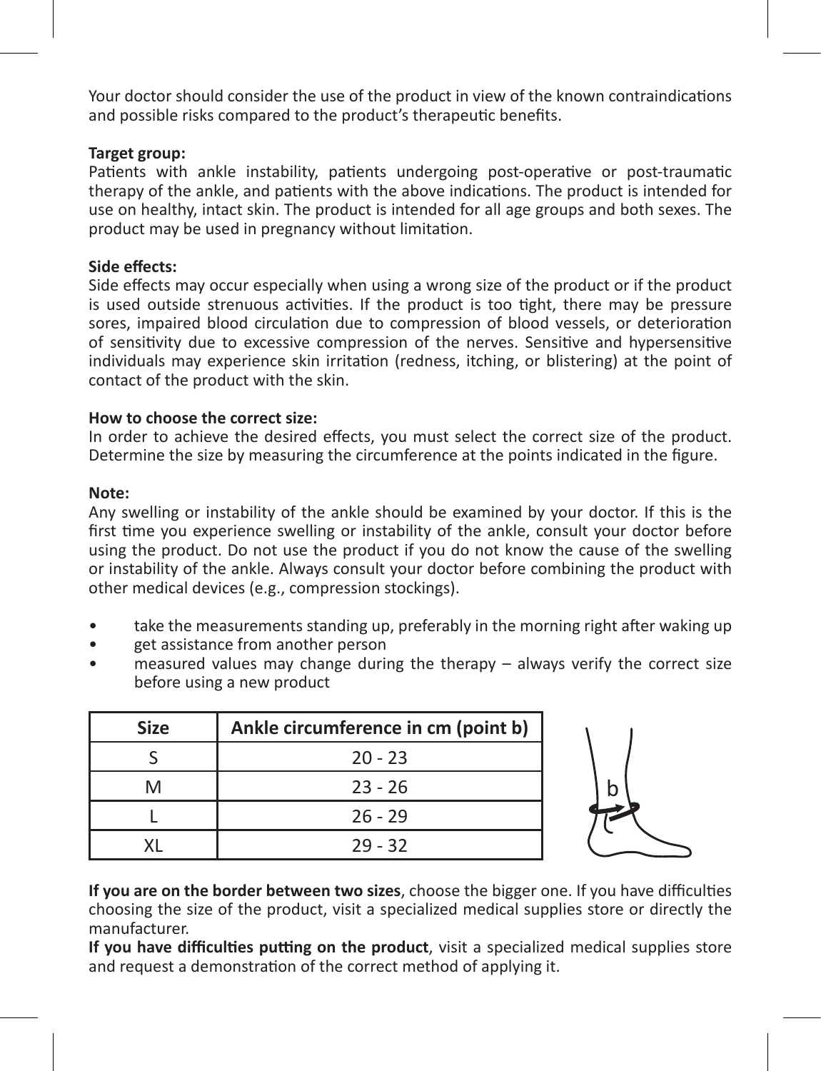Your doctor should consider the use of the product in view of the known contraindications and possible risks compared to the product's therapeutic benefits.

**Target group:**
Patients with ankle instability, patients undergoing post-operative or post-traumatic therapy of the ankle, and patients with the above indications. The product is intended for use on healthy, intact skin. The product is intended for all age groups and both sexes. The product may be used in pregnancy without limitation.

**Side effects:**
Side effects may occur especially when using a wrong size of the product or if the product is used outside strenuous activities. If the product is too tight, there may be pressure sores, impaired blood circulation due to compression of blood vessels, or deterioration of sensitivity due to excessive compression of the nerves. Sensitive and hypersensitive individuals may experience skin irritation (redness, itching, or blistering) at the point of contact of the product with the skin.

**How to choose the correct size:**
In order to achieve the desired effects, you must select the correct size of the product. Determine the size by measuring the circumference at the points indicated in the figure.

**Note:**
Any swelling or instability of the ankle should be examined by your doctor. If this is the first time you experience swelling or instability of the ankle, consult your doctor before using the product. Do not use the product if you do not know the cause of the swelling or instability of the ankle. Always consult your doctor before combining the product with other medical devices (e.g., compression stockings).

- take the measurements standing up, preferably in the morning right after waking up
- get assistance from another person
- measured values may change during the therapy – always verify the correct size before using a new product

| Size | Ankle circumference in cm (point b) |
|---|---|
| S | 20 - 23 |
| M | 23 - 26 |
| L | 26 - 29 |
| XL | 29 - 32 |

**If you are on the border between two sizes**, choose the bigger one. If you have difficulties choosing the size of the product, visit a specialized medical supplies store or directly the manufacturer.

**If you have difficulties putting on the product**, visit a specialized medical supplies store and request a demonstration of the correct method of applying it.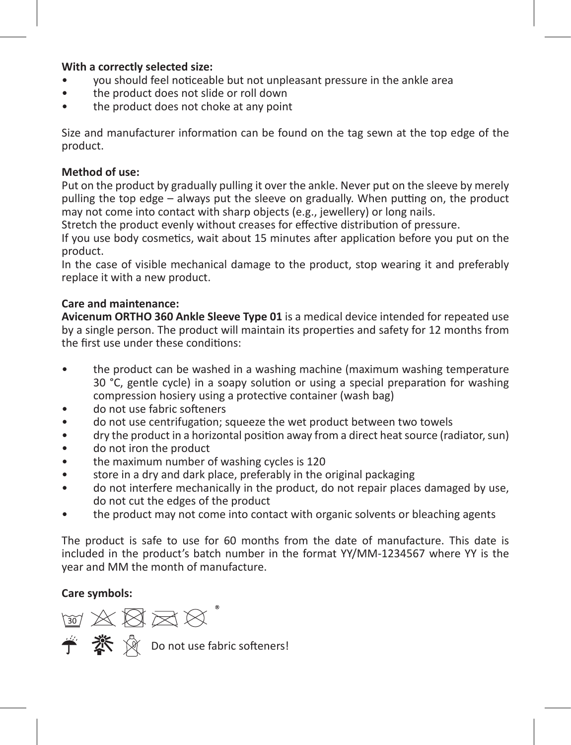**With a correctly selected size:**

- you should feel noticeable but not unpleasant pressure in the ankle area
- the product does not slide or roll down
- the product does not choke at any point

Size and manufacturer information can be found on the tag sewn at the top edge of the product.

**Method of use:**

Put on the product by gradually pulling it over the ankle. Never put on the sleeve by merely pulling the top edge – always put the sleeve on gradually. When putting on, the product may not come into contact with sharp objects (e.g., jewellery) or long nails.

Stretch the product evenly without creases for effective distribution of pressure.

If you use body cosmetics, wait about 15 minutes after application before you put on the product.

In the case of visible mechanical damage to the product, stop wearing it and preferably replace it with a new product.

**Care and maintenance:**

**Avicenum ORTHO 360 Ankle Sleeve Type 01** is a medical device intended for repeated use by a single person. The product will maintain its properties and safety for 12 months from the first use under these conditions:

- the product can be washed in a washing machine (maximum washing temperature 30 °C, gentle cycle) in a soapy solution or using a special preparation for washing compression hosiery using a protective container (wash bag)
- do not use fabric softeners
- do not use centrifugation; squeeze the wet product between two towels
- dry the product in a horizontal position away from a direct heat source (radiator, sun)
- do not iron the product
- the maximum number of washing cycles is 120
- store in a dry and dark place, preferably in the original packaging
- do not interfere mechanically in the product, do not repair places damaged by use, do not cut the edges of the product
- the product may not come into contact with organic solvents or bleaching agents

The product is safe to use for 60 months from the date of manufacture. This date is included in the product's batch number in the format YY/MM-1234567 where YY is the year and MM the month of manufacture.

**Care symbols:**

30 ®

Do not use fabric softeners!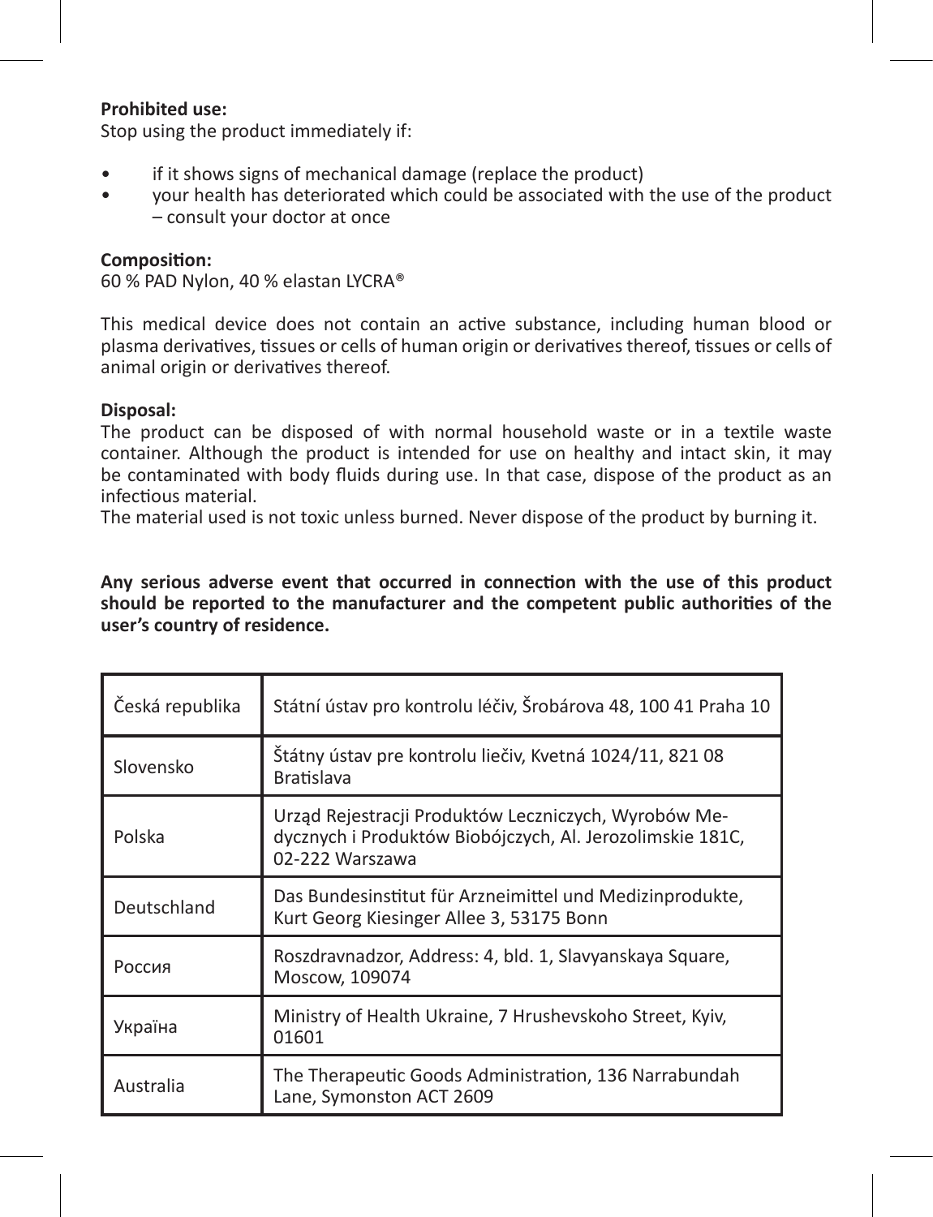**Prohibited use:**
Stop using the product immediately if:

- if it shows signs of mechanical damage (replace the product)
- your health has deteriorated which could be associated with the use of the product – consult your doctor at once

**Composition:**
60 % PAD Nylon, 40 % elastan LYCRA®

This medical device does not contain an active substance, including human blood or plasma derivatives, tissues or cells of human origin or derivatives thereof, tissues or cells of animal origin or derivatives thereof.

**Disposal:**
The product can be disposed of with normal household waste or in a textile waste container. Although the product is intended for use on healthy and intact skin, it may be contaminated with body fluids during use. In that case, dispose of the product as an infectious material.
The material used is not toxic unless burned. Never dispose of the product by burning it.

**Any serious adverse event that occurred in connection with the use of this product should be reported to the manufacturer and the competent public authorities of the user's country of residence.**

| | |
|---|---|
| Česká republika | Státní ústav pro kontrolu léčiv, Šrobárova 48, 100 41 Praha 10 |
| Slovensko | Štátny ústav pre kontrolu liečiv, Kvetná 1024/11, 821 08 Bratislava |
| Polska | Urząd Rejestracji Produktów Leczniczych, Wyrobów Medycznych i Produktów Biobójczych, Al. Jerozolimskie 181C, 02-222 Warszawa |
| Deutschland | Das Bundesinstitut für Arzneimittel und Medizinprodukte, Kurt Georg Kiesinger Allee 3, 53175 Bonn |
| Россия | Roszdravnadzor, Address: 4, bld. 1, Slavyanskaya Square, Moscow, 109074 |
| Україна | Ministry of Health Ukraine, 7 Hrushevskoho Street, Kyiv, 01601 |
| Australia | The Therapeutic Goods Administration, 136 Narrabundah Lane, Symonston ACT 2609 |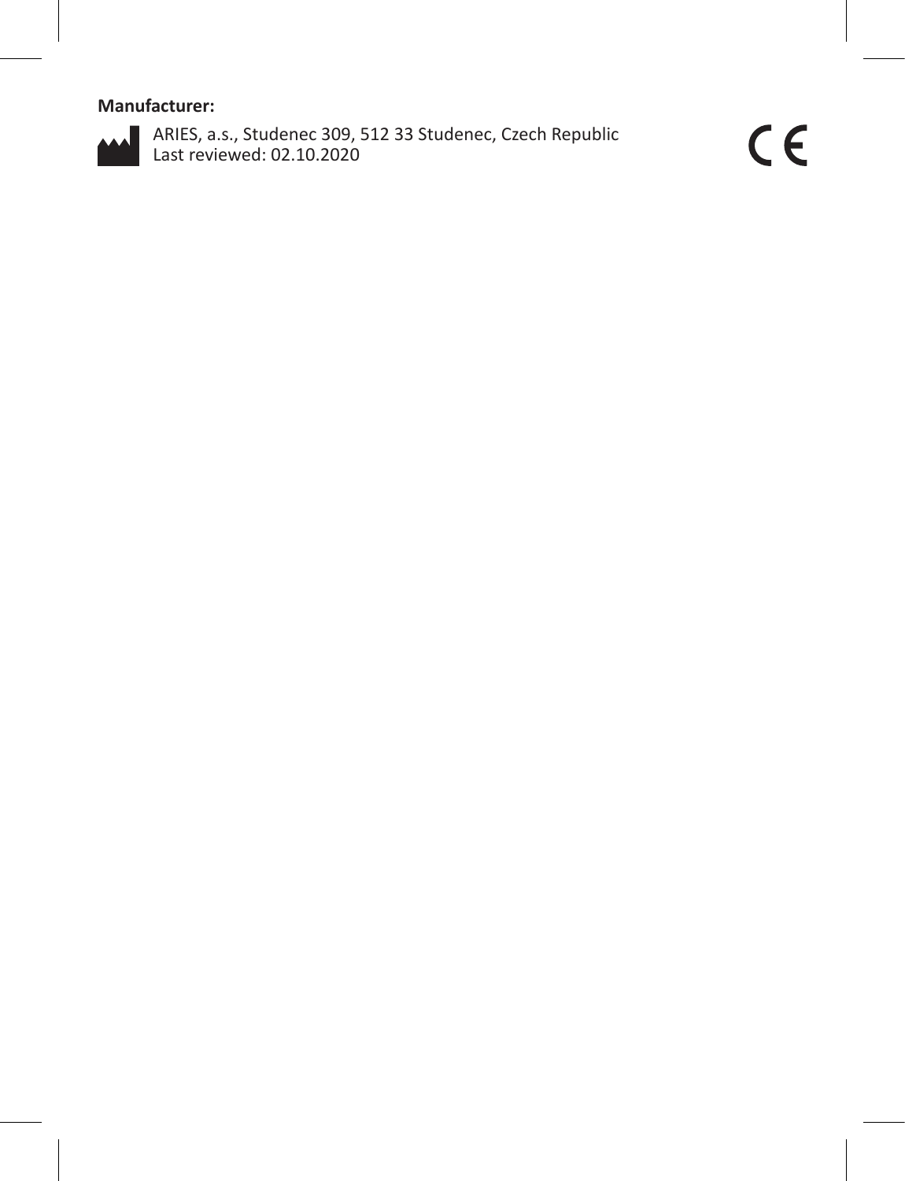**Manufacturer:**

ARIES, a.s., Studenec 309, 512 33 Studenec, Czech Republic
Last reviewed: 02.10.2020

CE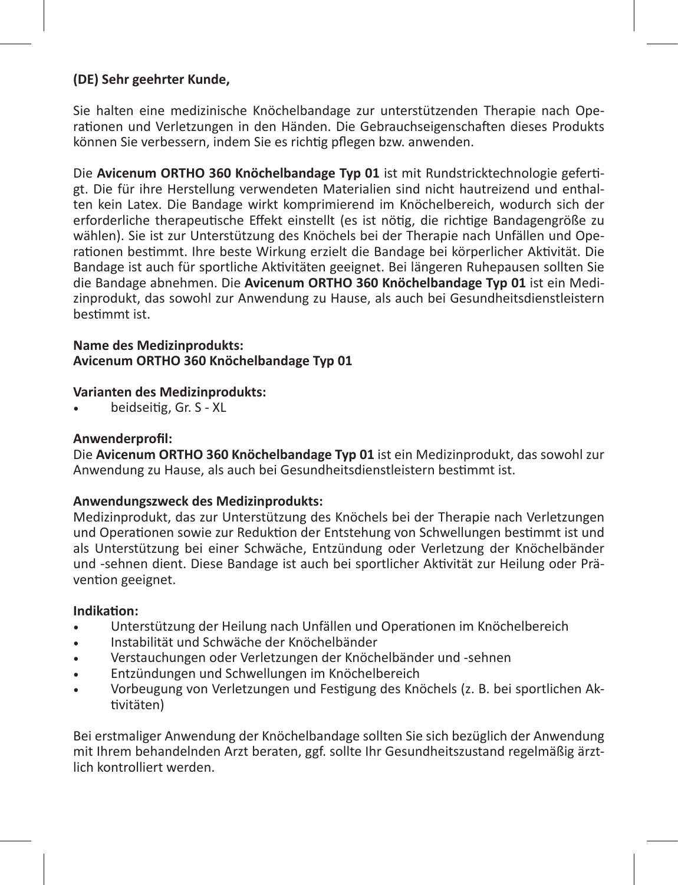**(DE) Sehr geehrter Kunde,**

Sie halten eine medizinische Knöchelbandage zur unterstützenden Therapie nach Operationen und Verletzungen in den Händen. Die Gebrauchseigenschaften dieses Produkts können Sie verbessern, indem Sie es richtig pflegen bzw. anwenden.

Die **Avicenum ORTHO 360 Knöchelbandage Typ 01** ist mit Rundstricktechnologie gefertigt. Die für ihre Herstellung verwendeten Materialien sind nicht hautreizend und enthalten kein Latex. Die Bandage wirkt komprimierend im Knöchelbereich, wodurch sich der erforderliche therapeutische Effekt einstellt (es ist nötig, die richtige Bandagengröße zu wählen). Sie ist zur Unterstützung des Knöchels bei der Therapie nach Unfällen und Operationen bestimmt. Ihre beste Wirkung erzielt die Bandage bei körperlicher Aktivität. Die Bandage ist auch für sportliche Aktivitäten geeignet. Bei längeren Ruhepausen sollten Sie die Bandage abnehmen. Die **Avicenum ORTHO 360 Knöchelbandage Typ 01** ist ein Medizinprodukt, das sowohl zur Anwendung zu Hause, als auch bei Gesundheitsdienstleistern bestimmt ist.

**Name des Medizinprodukts:**
**Avicenum ORTHO 360 Knöchelbandage Typ 01**

**Varianten des Medizinprodukts:**

- beidseitig, Gr. S - XL

**Anwenderprofil:**
Die **Avicenum ORTHO 360 Knöchelbandage Typ 01** ist ein Medizinprodukt, das sowohl zur Anwendung zu Hause, als auch bei Gesundheitsdienstleistern bestimmt ist.

**Anwendungszweck des Medizinprodukts:**
Medizinprodukt, das zur Unterstützung des Knöchels bei der Therapie nach Verletzungen und Operationen sowie zur Reduktion der Entstehung von Schwellungen bestimmt ist und als Unterstützung bei einer Schwäche, Entzündung oder Verletzung der Knöchelbänder und -sehnen dient. Diese Bandage ist auch bei sportlicher Aktivität zur Heilung oder Prävention geeignet.

**Indikation:**

- Unterstützung der Heilung nach Unfällen und Operationen im Knöchelbereich
- Instabilität und Schwäche der Knöchelbänder
- Verstauchungen oder Verletzungen der Knöchelbänder und -sehnen
- Entzündungen und Schwellungen im Knöchelbereich
- Vorbeugung von Verletzungen und Festigung des Knöchels (z. B. bei sportlichen Aktivitäten)

Bei erstmaliger Anwendung der Knöchelbandage sollten Sie sich bezüglich der Anwendung mit Ihrem behandelnden Arzt beraten, ggf. sollte Ihr Gesundheitszustand regelmäßig ärztlich kontrolliert werden.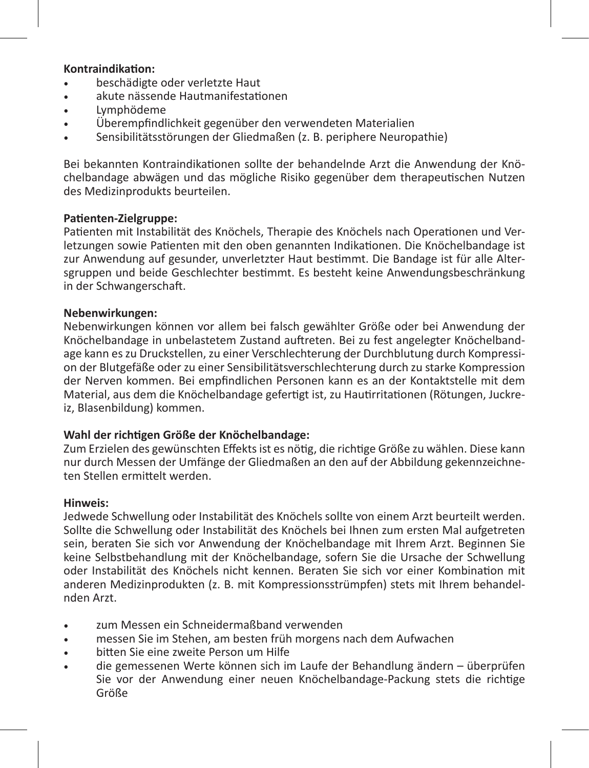**Kontraindikation:**

- beschädigte oder verletzte Haut
- akute nässende Hautmanifestationen
- Lymphödeme
- Überempfindlichkeit gegenüber den verwendeten Materialien
- Sensibilitätsstörungen der Gliedmaßen (z. B. periphere Neuropathie)

Bei bekannten Kontraindikationen sollte der behandelnde Arzt die Anwendung der Knöchelbandage abwägen und das mögliche Risiko gegenüber dem therapeutischen Nutzen des Medizinprodukts beurteilen.

**Patienten-Zielgruppe:**
Patienten mit Instabilität des Knöchels, Therapie des Knöchels nach Operationen und Verletzungen sowie Patienten mit den oben genannten Indikationen. Die Knöchelbandage ist zur Anwendung auf gesunder, unverletzter Haut bestimmt. Die Bandage ist für alle Altersgruppen und beide Geschlechter bestimmt. Es besteht keine Anwendungsbeschränkung in der Schwangerschaft.

**Nebenwirkungen:**
Nebenwirkungen können vor allem bei falsch gewählter Größe oder bei Anwendung der Knöchelbandage in unbelastetem Zustand auftreten. Bei zu fest angelegter Knöchelbandage kann es zu Druckstellen, zu einer Verschlechterung der Durchblutung durch Kompression der Blutgefäße oder zu einer Sensibilitätsverschlechterung durch zu starke Kompression der Nerven kommen. Bei empfindlichen Personen kann es an der Kontaktstelle mit dem Material, aus dem die Knöchelbandage gefertigt ist, zu Hautirritationen (Rötungen, Juckreiz, Blasenbildung) kommen.

**Wahl der richtigen Größe der Knöchelbandage:**
Zum Erzielen des gewünschten Effekts ist es nötig, die richtige Größe zu wählen. Diese kann nur durch Messen der Umfänge der Gliedmaßen an den auf der Abbildung gekennzeichneten Stellen ermittelt werden.

**Hinweis:**
Jedwede Schwellung oder Instabilität des Knöchels sollte von einem Arzt beurteilt werden. Sollte die Schwellung oder Instabilität des Knöchels bei Ihnen zum ersten Mal aufgetreten sein, beraten Sie sich vor Anwendung der Knöchelbandage mit Ihrem Arzt. Beginnen Sie keine Selbstbehandlung mit der Knöchelbandage, sofern Sie die Ursache der Schwellung oder Instabilität des Knöchels nicht kennen. Beraten Sie sich vor einer Kombination mit anderen Medizinprodukten (z. B. mit Kompressionsstrümpfen) stets mit Ihrem behandelnden Arzt.

- zum Messen ein Schneidermaßband verwenden
- messen Sie im Stehen, am besten früh morgens nach dem Aufwachen
- bitten Sie eine zweite Person um Hilfe
- die gemessenen Werte können sich im Laufe der Behandlung ändern – überprüfen Sie vor der Anwendung einer neuen Knöchelbandage-Packung stets die richtige Größe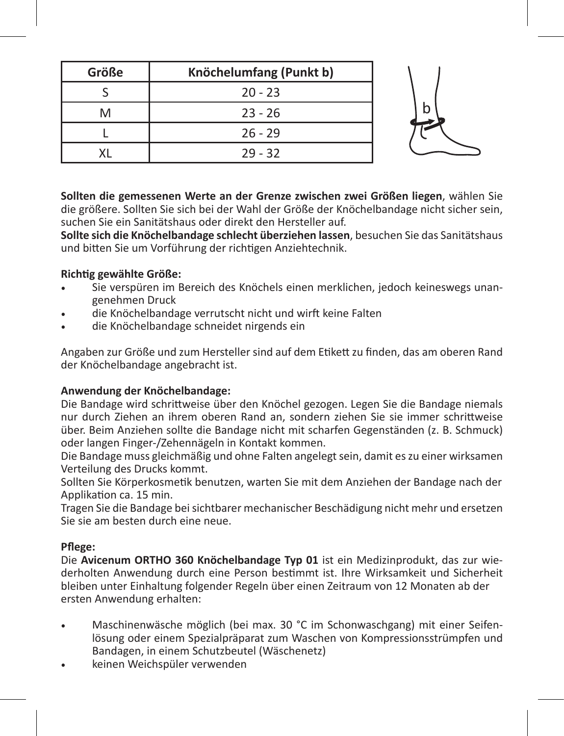| Größe | Knöchelumfang (Punkt b) |
|---|---|
| S | 20 - 23 |
| M | 23 - 26 |
| L | 26 - 29 |
| XL | 29 - 32 |

**Sollten die gemessenen Werte an der Grenze zwischen zwei Größen liegen**, wählen Sie die größere. Sollten Sie sich bei der Wahl der Größe der Knöchelbandage nicht sicher sein, suchen Sie ein Sanitätshaus oder direkt den Hersteller auf.
**Sollte sich die Knöchelbandage schlecht überziehen lassen**, besuchen Sie das Sanitätshaus und bitten Sie um Vorführung der richtigen Anziehtechnik.

**Richtig gewählte Größe:**

- Sie verspüren im Bereich des Knöchels einen merklichen, jedoch keineswegs unangenehmen Druck
- die Knöchelbandage verrutscht nicht und wirft keine Falten
- die Knöchelbandage schneidet nirgends ein

Angaben zur Größe und zum Hersteller sind auf dem Etikett zu finden, das am oberen Rand der Knöchelbandage angebracht ist.

**Anwendung der Knöchelbandage:**
Die Bandage wird schrittweise über den Knöchel gezogen. Legen Sie die Bandage niemals nur durch Ziehen an ihrem oberen Rand an, sondern ziehen Sie sie immer schrittweise über. Beim Anziehen sollte die Bandage nicht mit scharfen Gegenständen (z. B. Schmuck) oder langen Finger-/Zehennägeln in Kontakt kommen.
Die Bandage muss gleichmäßig und ohne Falten angelegt sein, damit es zu einer wirksamen Verteilung des Drucks kommt.
Sollten Sie Körperkosmetik benutzen, warten Sie mit dem Anziehen der Bandage nach der Applikation ca. 15 min.
Tragen Sie die Bandage bei sichtbarer mechanischer Beschädigung nicht mehr und ersetzen Sie sie am besten durch eine neue.

**Pflege:**
Die **Avicenum ORTHO 360 Knöchelbandage Typ 01** ist ein Medizinprodukt, das zur wiederholten Anwendung durch eine Person bestimmt ist. Ihre Wirksamkeit und Sicherheit bleiben unter Einhaltung folgender Regeln über einen Zeitraum von 12 Monaten ab der ersten Anwendung erhalten:

- Maschinenwäsche möglich (bei max. 30 °C im Schonwaschgang) mit einer Seifenlösung oder einem Spezialpräparat zum Waschen von Kompressionsstrümpfen und Bandagen, in einem Schutzbeutel (Wäschenetz)
- keinen Weichspüler verwenden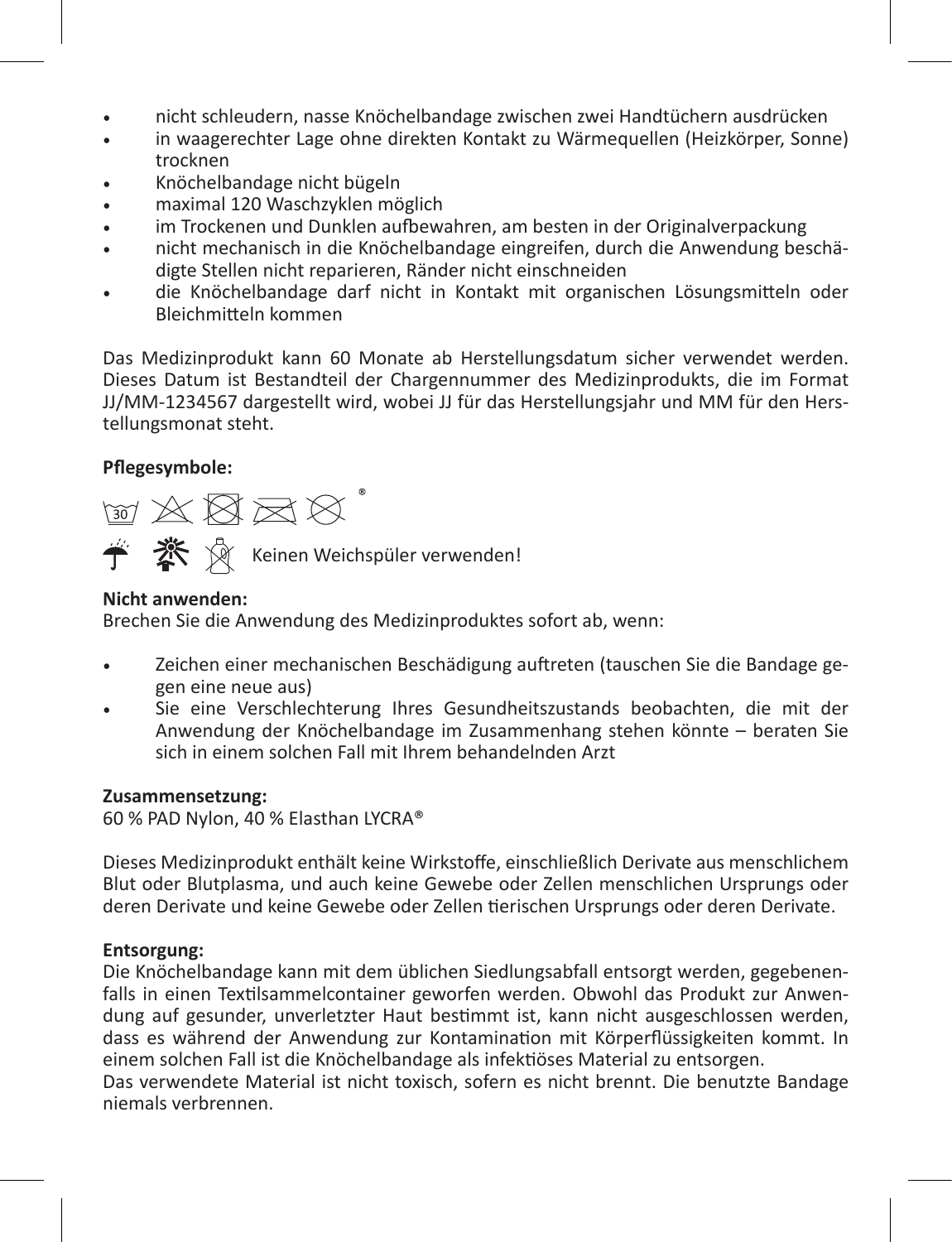- nicht schleudern, nasse Knöchelbandage zwischen zwei Handtüchern ausdrücken
- in waagerechter Lage ohne direkten Kontakt zu Wärmequellen (Heizkörper, Sonne) trocknen
- Knöchelbandage nicht bügeln
- maximal 120 Waschzyklen möglich
- im Trockenen und Dunklen aufbewahren, am besten in der Originalverpackung
- nicht mechanisch in die Knöchelbandage eingreifen, durch die Anwendung beschädigte Stellen nicht reparieren, Ränder nicht einschneiden
- die Knöchelbandage darf nicht in Kontakt mit organischen Lösungsmitteln oder Bleichmitteln kommen

Das Medizinprodukt kann 60 Monate ab Herstellungsdatum sicher verwendet werden. Dieses Datum ist Bestandteil der Chargennummer des Medizinprodukts, die im Format JJ/MM-1234567 dargestellt wird, wobei JJ für das Herstellungsjahr und MM für den Herstellungsmonat steht.

**Pflegesymbole:**

30 ®

Keinen Weichspüler verwenden!

**Nicht anwenden:**
Brechen Sie die Anwendung des Medizinproduktes sofort ab, wenn:

- Zeichen einer mechanischen Beschädigung auftreten (tauschen Sie die Bandage gegen eine neue aus)
- Sie eine Verschlechterung Ihres Gesundheitszustands beobachten, die mit der Anwendung der Knöchelbandage im Zusammenhang stehen könnte – beraten Sie sich in einem solchen Fall mit Ihrem behandelnden Arzt

**Zusammensetzung:**
60 % PAD Nylon, 40 % Elasthan LYCRA®

Dieses Medizinprodukt enthält keine Wirkstoffe, einschließlich Derivate aus menschlichem Blut oder Blutplasma, und auch keine Gewebe oder Zellen menschlichen Ursprungs oder deren Derivate und keine Gewebe oder Zellen tierischen Ursprungs oder deren Derivate.

**Entsorgung:**
Die Knöchelbandage kann mit dem üblichen Siedlungsabfall entsorgt werden, gegebenenfalls in einen Textilsammelcontainer geworfen werden. Obwohl das Produkt zur Anwendung auf gesunder, unverletzter Haut bestimmt ist, kann nicht ausgeschlossen werden, dass es während der Anwendung zur Kontamination mit Körperflüssigkeiten kommt. In einem solchen Fall ist die Knöchelbandage als infektiöses Material zu entsorgen.
Das verwendete Material ist nicht toxisch, sofern es nicht brennt. Die benutzte Bandage niemals verbrennen.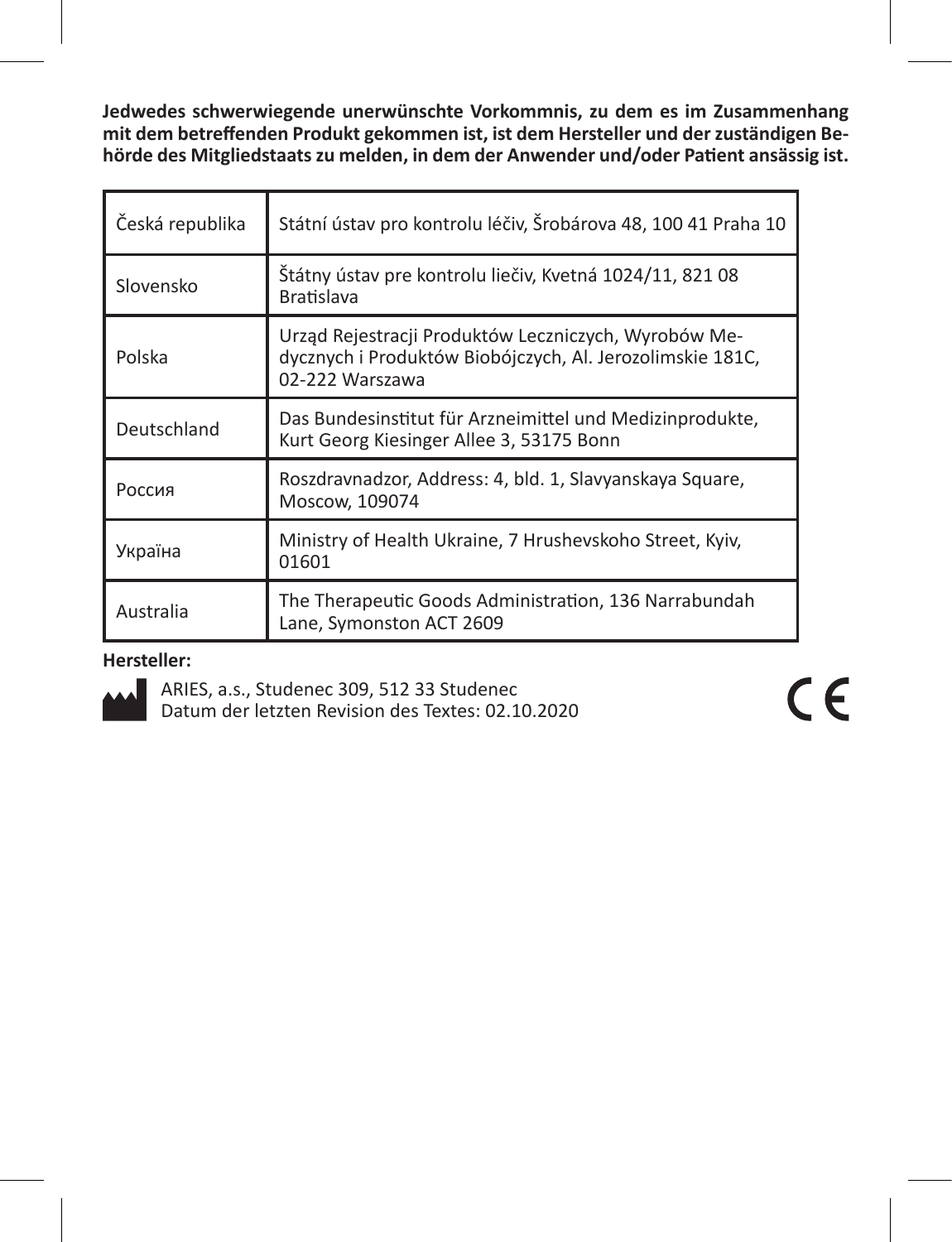**Jedwedes schwerwiegende unerwünschte Vorkommnis, zu dem es im Zusammenhang mit dem betreffenden Produkt gekommen ist, ist dem Hersteller und der zuständigen Behörde des Mitgliedstaats zu melden, in dem der Anwender und/oder Patient ansässig ist.**

| | |
|---|---|
| Česká republika | Státní ústav pro kontrolu léčiv, Šrobárova 48, 100 41 Praha 10 |
| Slovensko | Štátny ústav pre kontrolu liečiv, Kvetná 1024/11, 821 08 Bratislava |
| Polska | Urząd Rejestracji Produktów Leczniczych, Wyrobów Medycznych i Produktów Biobójczych, Al. Jerozolimskie 181C, 02-222 Warszawa |
| Deutschland | Das Bundesinstitut für Arzneimittel und Medizinprodukte, Kurt Georg Kiesinger Allee 3, 53175 Bonn |
| Россия | Roszdravnadzor, Address: 4, bld. 1, Slavyanskaya Square, Moscow, 109074 |
| Україна | Ministry of Health Ukraine, 7 Hrushevskoho Street, Kyiv, 01601 |
| Australia | The Therapeutic Goods Administration, 136 Narrabundah Lane, Symonston ACT 2609 |

**Hersteller:**

ARIES, a.s., Studenec 309, 512 33 Studenec
Datum der letzten Revision des Textes: 02.10.2020

CE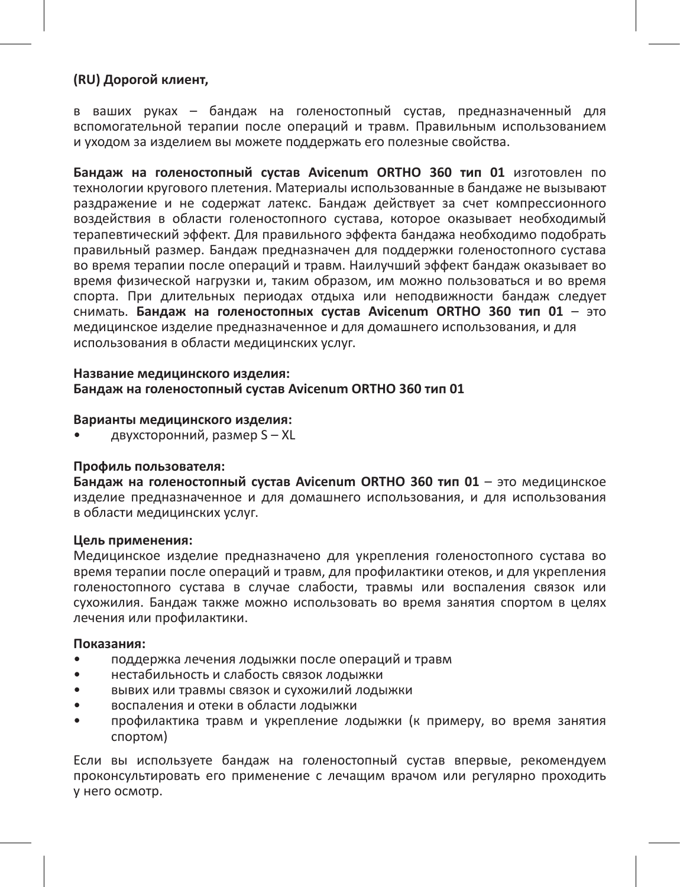**(RU) Дорогой клиент,**

в ваших руках – бандаж на голеностопный сустав, предназначенный для вспомогательной терапии после операций и травм. Правильным использованием и уходом за изделием вы можете поддержать его полезные свойства.

**Бандаж на голеностопный сустав Avicenum ORTHO 360 тип 01** изготовлен по технологии кругового плетения. Материалы использованные в бандаже не вызывают раздражение и не содержат латекс. Бандаж действует за счет компрессионного воздействия в области голеностопного сустава, которое оказывает необходимый терапевтический эффект. Для правильного эффекта бандажа необходимо подобрать правильный размер. Бандаж предназначен для поддержки голеностопного сустава во время терапии после операций и травм. Наилучший эффект бандаж оказывает во время физической нагрузки и, таким образом, им можно пользоваться и во время спорта. При длительных периодах отдыха или неподвижности бандаж следует снимать. **Бандаж на голеностопных сустав Avicenum ORTHO 360 тип 01** – это медицинское изделие предназначенное и для домашнего использования, и для использования в области медицинских услуг.

**Название медицинского изделия:**
**Бандаж на голеностопный сустав Avicenum ORTHO 360 тип 01**

**Варианты медицинского изделия:**

- двухсторонний, размер S – XL

**Профиль пользователя:**
**Бандаж на голеностопный сустав Avicenum ORTHO 360 тип 01** – это медицинское изделие предназначенное и для домашнего использования, и для использования в области медицинских услуг.

**Цель применения:**
Медицинское изделие предназначено для укрепления голеностопного сустава во время терапии после операций и травм, для профилактики отеков, и для укрепления голеностопного сустава в случае слабости, травмы или воспаления связок или сухожилия. Бандаж также можно использовать во время занятия спортом в целях лечения или профилактики.

**Показания:**

- поддержка лечения лодыжки после операций и травм
- нестабильность и слабость связок лодыжки
- вывих или травмы связок и сухожилий лодыжки
- воспаления и отеки в области лодыжки
- профилактика травм и укрепление лодыжки (к примеру, во время занятия спортом)

Если вы используете бандаж на голеностопный сустав впервые, рекомендуем проконсультировать его применение с лечащим врачом или регулярно проходить у него осмотр.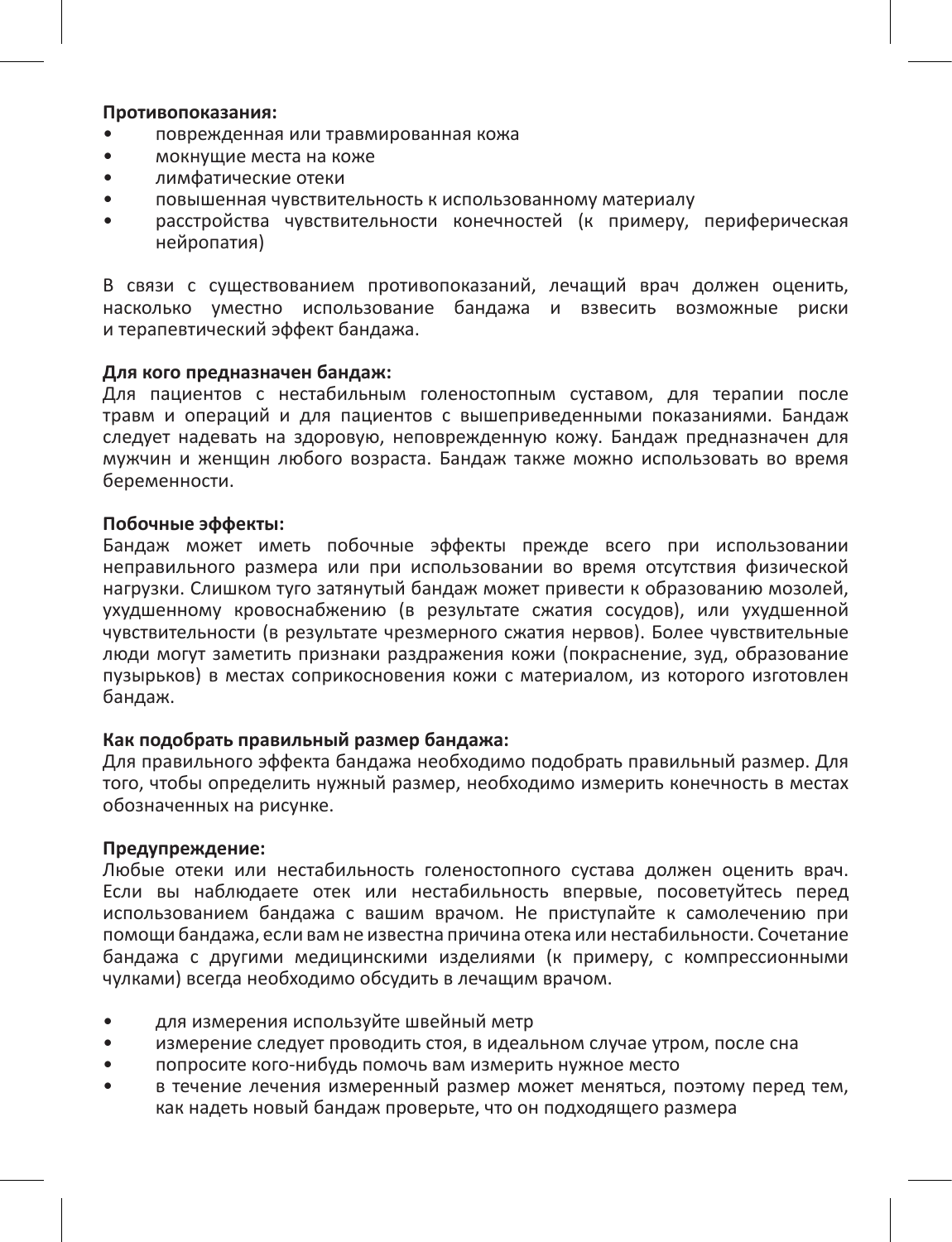**Противопоказания:**

- поврежденная или травмированная кожа
- мокнущие места на коже
- лимфатические отеки
- повышенная чувствительность к использованному материалу
- расстройства чувствительности конечностей (к примеру, периферическая нейропатия)

В связи с существованием противопоказаний, лечащий врач должен оценить, насколько уместно использование бандажа и взвесить возможные риски и терапевтический эффект бандажа.

**Для кого предназначен бандаж:**
Для пациентов с нестабильным голеностопным суставом, для терапии после травм и операций и для пациентов с вышеприведенными показаниями. Бандаж следует надевать на здоровую, неповрежденную кожу. Бандаж предназначен для мужчин и женщин любого возраста. Бандаж также можно использовать во время беременности.

**Побочные эффекты:**
Бандаж может иметь побочные эффекты прежде всего при использовании неправильного размера или при использовании во время отсутствия физической нагрузки. Слишком туго затянутый бандаж может привести к образованию мозолей, ухудшенному кровоснабжению (в результате сжатия сосудов), или ухудшенной чувствительности (в результате чрезмерного сжатия нервов). Более чувствительные люди могут заметить признаки раздражения кожи (покраснение, зуд, образование пузырьков) в местах соприкосновения кожи с материалом, из которого изготовлен бандаж.

**Как подобрать правильный размер бандажа:**
Для правильного эффекта бандажа необходимо подобрать правильный размер. Для того, чтобы определить нужный размер, необходимо измерить конечность в местах обозначенных на рисунке.

**Предупреждение:**
Любые отеки или нестабильность голеностопного сустава должен оценить врач. Если вы наблюдаете отек или нестабильность впервые, посоветуйтесь перед использованием бандажа с вашим врачом. Не приступайте к самолечению при помощи бандажа, если вам не известна причина отека или нестабильности. Сочетание бандажа с другими медицинскими изделиями (к примеру, с компрессионными чулками) всегда необходимо обсудить в лечащим врачом.

- для измерения используйте швейный метр
- измерение следует проводить стоя, в идеальном случае утром, после сна
- попросите кого-нибудь помочь вам измерить нужное место
- в течение лечения измеренный размер может меняться, поэтому перед тем, как надеть новый бандаж проверьте, что он подходящего размера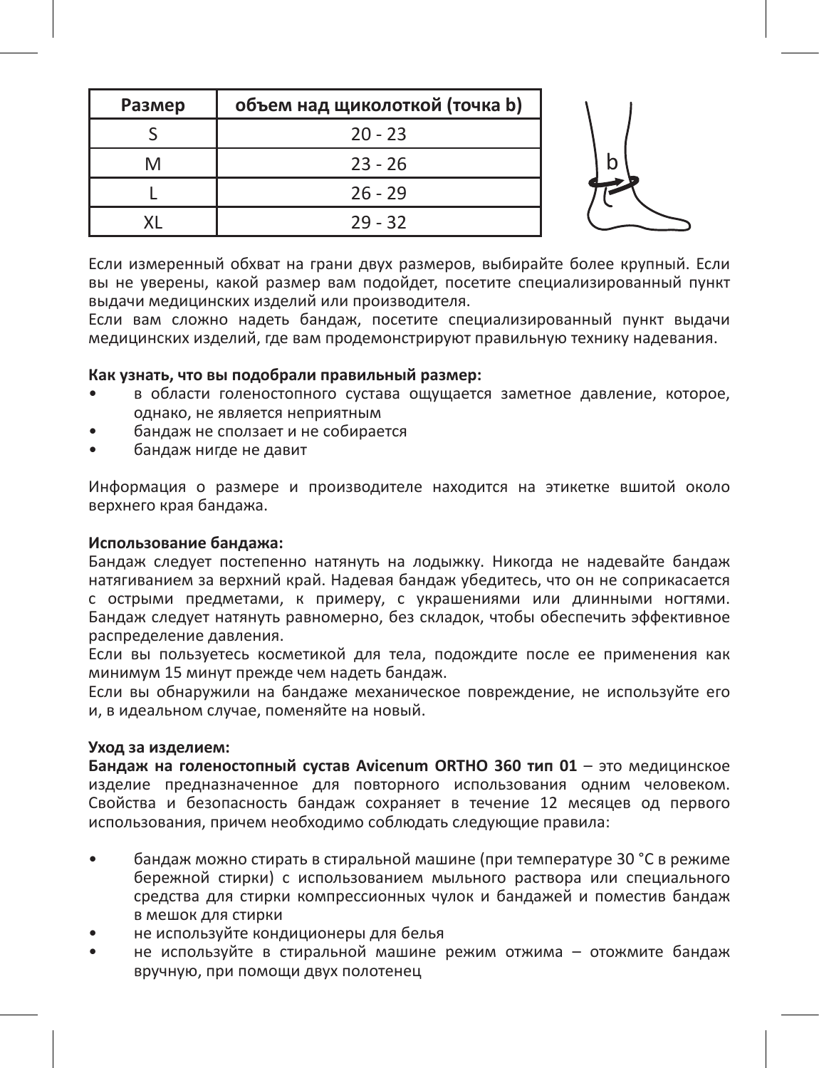| Размер | объем над щиколоткой (точка b) |
|---|---|
| S | 20 - 23 |
| M | 23 - 26 |
| L | 26 - 29 |
| XL | 29 - 32 |

Если измеренный обхват на грани двух размеров, выбирайте более крупный. Если вы не уверены, какой размер вам подойдет, посетите специализированный пункт выдачи медицинских изделий или производителя.
Если вам сложно надеть бандаж, посетите специализированный пункт выдачи медицинских изделий, где вам продемонстрируют правильную технику надевания.

**Как узнать, что вы подобрали правильный размер:**

- в области голеностопного сустава ощущается заметное давление, которое, однако, не является неприятным
- бандаж не сползает и не собирается
- бандаж нигде не давит

Информация о размере и производителе находится на этикетке вшитой около верхнего края бандажа.

**Использование бандажа:**
Бандаж следует постепенно натянуть на лодыжку. Никогда не надевайте бандаж натягиванием за верхний край. Надевая бандаж убедитесь, что он не соприкасается с острыми предметами, к примеру, с украшениями или длинными ногтями. Бандаж следует натянуть равномерно, без складок, чтобы обеспечить эффективное распределение давления.
Если вы пользуетесь косметикой для тела, подождите после ее применения как минимум 15 минут прежде чем надеть бандаж.
Если вы обнаружили на бандаже механическое повреждение, не используйте его и, в идеальном случае, поменяйте на новый.

**Уход за изделием:**
**Бандаж на голеностопный сустав Avicenum ORTHO 360 тип 01** – это медицинское изделие предназначенное для повторного использования одним человеком. Свойства и безопасность бандаж сохраняет в течение 12 месяцев од первого использования, причем необходимо соблюдать следующие правила:

- бандаж можно стирать в стиральной машине (при температуре 30 °C в режиме бережной стирки) с использованием мыльного раствора или специального средства для стирки компрессионных чулок и бандажей и поместив бандаж в мешок для стирки
- не используйте кондиционеры для белья
- не используйте в стиральной машине режим отжима – отожмите бандаж вручную, при помощи двух полотенец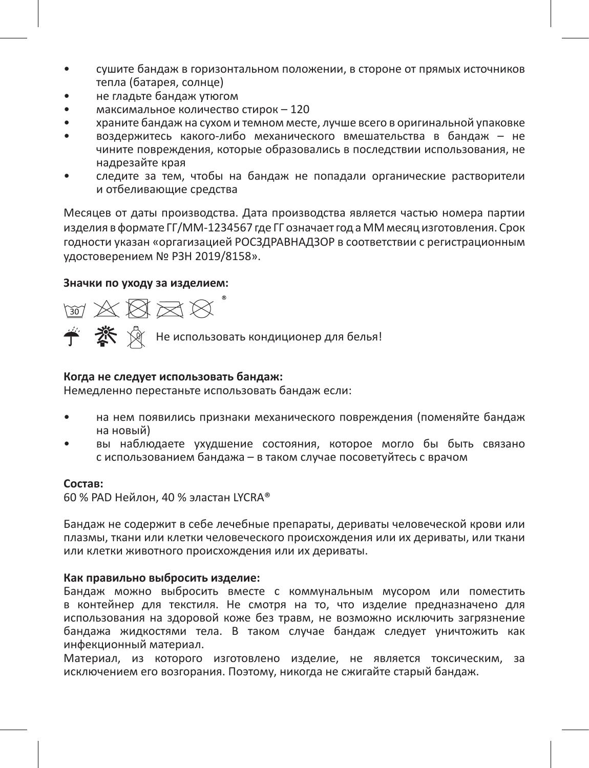- сушите бандаж в горизонтальном положении, в стороне от прямых источников тепла (батарея, солнце)
- не гладьте бандаж утюгом
- максимальное количество стирок – 120
- храните бандаж на сухом и темном месте, лучше всего в оригинальной упаковке
- воздержитесь какого-либо механического вмешательства в бандаж – не чините повреждения, которые образовались в последствии использования, не надрезайте края
- следите за тем, чтобы на бандаж не попадали органические растворители и отбеливающие средства

Месяцев от даты производства. Дата производства является частью номера партии изделия в формате ГГ/ММ-1234567 где ГГ означает год а ММ месяц изготовления. Срок годности указан «оргагизацией РОСЗДРАВНАДЗОР в соответствии с регистрационным удостоверением № РЗН 2019/8158».

**Значки по уходу за изделием:**

Не использовать кондиционер для белья!

**Когда не следует использовать бандаж:**
Немедленно перестаньте использовать бандаж если:

- на нем появились признаки механического повреждения (поменяйте бандаж на новый)
- вы наблюдаете ухудшение состояния, которое могло бы быть связано с использованием бандажа – в таком случае посоветуйтесь с врачом

**Состав:**
60 % PAD Нейлон, 40 % эластан LYCRA®

Бандаж не содержит в себе лечебные препараты, дериваты человеческой крови или плазмы, ткани или клетки человеческого происхождения или их дериваты, или ткани или клетки животного происхождения или их дериваты.

**Как правильно выбросить изделие:**
Бандаж можно выбросить вместе с коммунальным мусором или поместить в контейнер для текстиля. Не смотря на то, что изделие предназначено для использования на здоровой коже без травм, не возможно исключить загрязнение бандажа жидкостями тела. В таком случае бандаж следует уничтожить как инфекционный материал.
Материал, из которого изготовлено изделие, не является токсическим, за исключением его возгорания. Поэтому, никогда не сжигайте старый бандаж.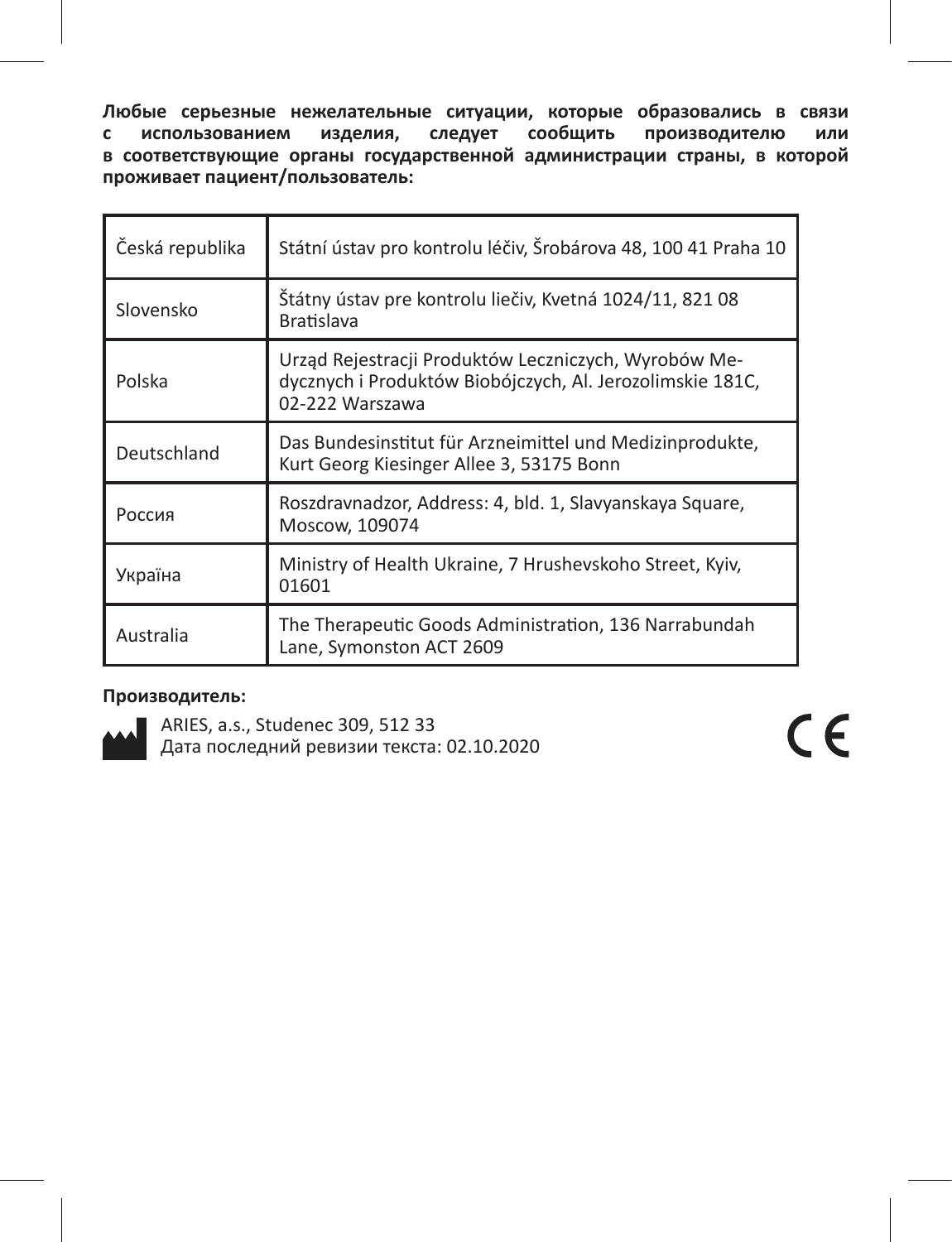**Любые серьезные нежелательные ситуации, которые образовались в связи с использованием изделия, следует сообщить производителю или в соответствующие органы государственной администрации страны, в которой проживает пациент/пользователь:**

| Česká republika | Státní ústav pro kontrolu léčiv, Šrobárova 48, 100 41 Praha 10 |
|---|---|
| Slovensko | Štátny ústav pre kontrolu liečiv, Kvetná 1024/11, 821 08 Bratislava |
| Polska | Urząd Rejestracji Produktów Leczniczych, Wyrobów Medycznych i Produktów Biobójczych, Al. Jerozolimskie 181C, 02-222 Warszawa |
| Deutschland | Das Bundesinstitut für Arzneimittel und Medizinprodukte, Kurt Georg Kiesinger Allee 3, 53175 Bonn |
| Россия | Roszdravnadzor, Address: 4, bld. 1, Slavyanskaya Square, Moscow, 109074 |
| Україна | Ministry of Health Ukraine, 7 Hrushevskoho Street, Kyiv, 01601 |
| Australia | The Therapeutic Goods Administration, 136 Narrabundah Lane, Symonston ACT 2609 |

**Производитель:**

ARIES, a.s., Studenec 309, 512 33
Дата последний ревизии текста: 02.10.2020

CE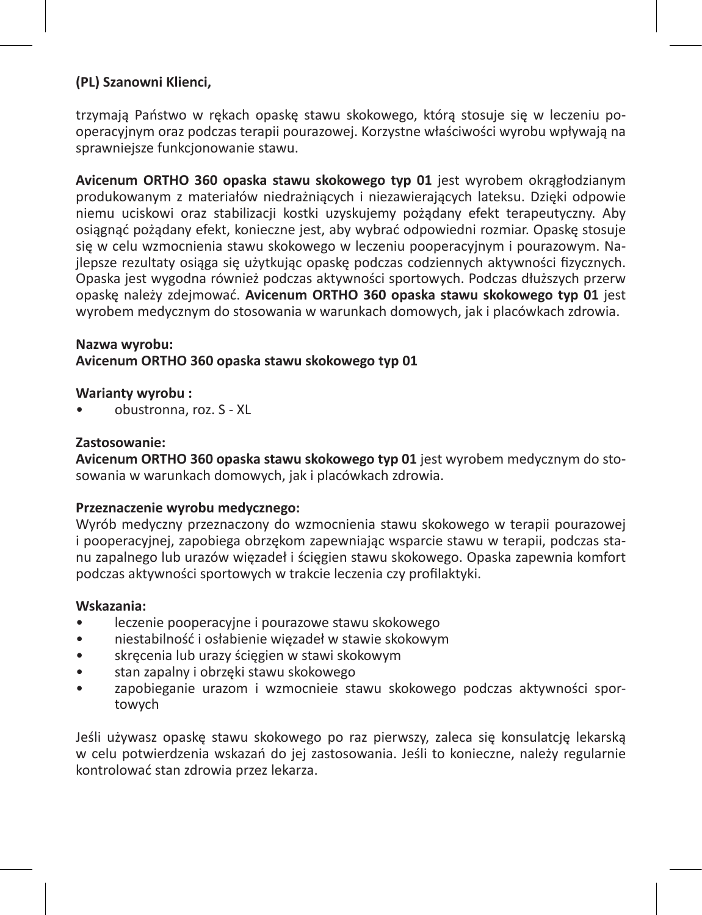**(PL) Szanowni Klienci,**

trzymają Państwo w rękach opaskę stawu skokowego, którą stosuje się w leczeniu pooperacyjnym oraz podczas terapii pourazowej. Korzystne właściwości wyrobu wpływają na sprawniejsze funkcjonowanie stawu.

**Avicenum ORTHO 360 opaska stawu skokowego typ 01** jest wyrobem okrągłodzianym produkowanym z materiałów niedrażniących i niezawierających lateksu. Dzięki odpowiedniemu uciskowi oraz stabilizacji kostki uzyskujemy pożądany efekt terapeutyczny. Aby osiągnąć pożądany efekt, konieczne jest, aby wybrać odpowiedni rozmiar. Opaskę stosuje się w celu wzmocnienia stawu skokowego w leczeniu pooperacyjnym i pourazowym. Najlepsze rezultaty osiąga się użytkując opaskę podczas codziennych aktywności fizycznych. Opaska jest wygodna również podczas aktywności sportowych. Podczas dłuższych przerw opaskę należy zdejmować. **Avicenum ORTHO 360 opaska stawu skokowego typ 01** jest wyrobem medycznym do stosowania w warunkach domowych, jak i placówkach zdrowia.

**Nazwa wyrobu:**
**Avicenum ORTHO 360 opaska stawu skokowego typ 01**

**Warianty wyrobu :**
- obustronna, roz. S - XL

**Zastosowanie:**
**Avicenum ORTHO 360 opaska stawu skokowego typ 01** jest wyrobem medycznym do stosowania w warunkach domowych, jak i placówkach zdrowia.

**Przeznaczenie wyrobu medycznego:**
Wyrób medyczny przeznaczony do wzmocnienia stawu skokowego w terapii pourazowej i pooperacyjnej, zapobiega obrzękom zapewniając wsparcie stawu w terapii, podczas stanu zapalnego lub urazów więzadeł i ścięgien stawu skokowego. Opaska zapewnia komfort podczas aktywności sportowych w trakcie leczenia czy profilaktyki.

**Wskazania:**
- leczenie pooperacyjne i pourazowe stawu skokowego
- niestabilność i osłabienie więzadeł w stawie skokowym
- skręcenia lub urazy ścięgien w stawi skokowym
- stan zapalny i obrzęki stawu skokowego
- zapobieganie urazom i wzmocnieie stawu skokowego podczas aktywności sportowych

Jeśli używasz opaskę stawu skokowego po raz pierwszy, zaleca się konsulatcję lekarską w celu potwierdzenia wskazań do jej zastosowania. Jeśli to konieczne, należy regularnie kontrolować stan zdrowia przez lekarza.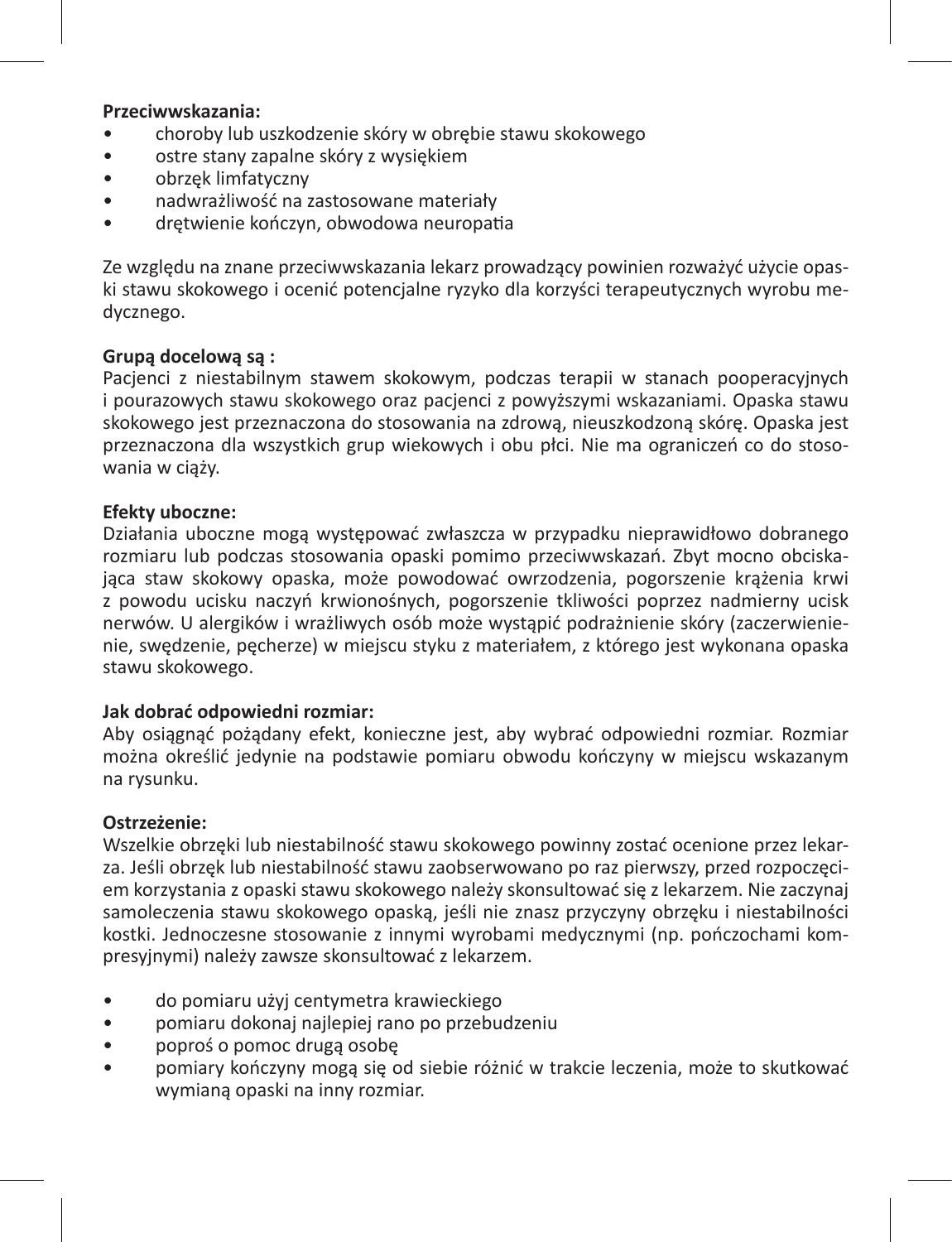**Przeciwwskazania:**

- choroby lub uszkodzenie skóry w obrębie stawu skokowego
- ostre stany zapalne skóry z wysiękiem
- obrzęk limfatyczny
- nadwrażliwość na zastosowane materiały
- drętwienie kończyn, obwodowa neuropatia

Ze względu na znane przeciwwskazania lekarz prowadzący powinien rozważyć użycie opaski stawu skokowego i ocenić potencjalne ryzyko dla korzyści terapeutycznych wyrobu medycznego.

**Grupą docelową są :**

Pacjenci z niestabilnym stawem skokowym, podczas terapii w stanach pooperacyjnych i pourazowych stawu skokowego oraz pacjenci z powyższymi wskazaniami. Opaska stawu skokowego jest przeznaczona do stosowania na zdrową, nieuszkodzoną skórę. Opaska jest przeznaczona dla wszystkich grup wiekowych i obu płci. Nie ma ograniczeń co do stosowania w ciąży.

**Efekty uboczne:**

Działania uboczne mogą występować zwłaszcza w przypadku nieprawidłowo dobranego rozmiaru lub podczas stosowania opaski pomimo przeciwwskazań. Zbyt mocno obciskająca staw skokowy opaska, może powodować owrzodzenia, pogorszenie krążenia krwi z powodu ucisku naczyń krwionośnych, pogorszenie tkliwości poprzez nadmierny ucisk nerwów. U alergików i wrażliwych osób może wystąpić podrażnienie skóry (zaczerwienienie, swędzenie, pęcherze) w miejscu styku z materiałem, z którego jest wykonana opaska stawu skokowego.

**Jak dobrać odpowiedni rozmiar:**

Aby osiągnąć pożądany efekt, konieczne jest, aby wybrać odpowiedni rozmiar. Rozmiar można określić jedynie na podstawie pomiaru obwodu kończyny w miejscu wskazanym na rysunku.

**Ostrzeżenie:**

Wszelkie obrzęki lub niestabilność stawu skokowego powinny zostać ocenione przez lekarza. Jeśli obrzęk lub niestabilność stawu zaobserwowano po raz pierwszy, przed rozpoczęciem korzystania z opaski stawu skokowego należy skonsultować się z lekarzem. Nie zaczynaj samoleczenia stawu skokowego opaską, jeśli nie znasz przyczyny obrzęku i niestabilności kostki. Jednoczesne stosowanie z innymi wyrobami medycznymi (np. pończochami kompresyjnymi) należy zawsze skonsultować z lekarzem.

- do pomiaru użyj centymetra krawieckiego
- pomiaru dokonaj najlepiej rano po przebudzeniu
- poproś o pomoc drugą osobę
- pomiary kończyny mogą się od siebie różnić w trakcie leczenia, może to skutkować wymianą opaski na inny rozmiar.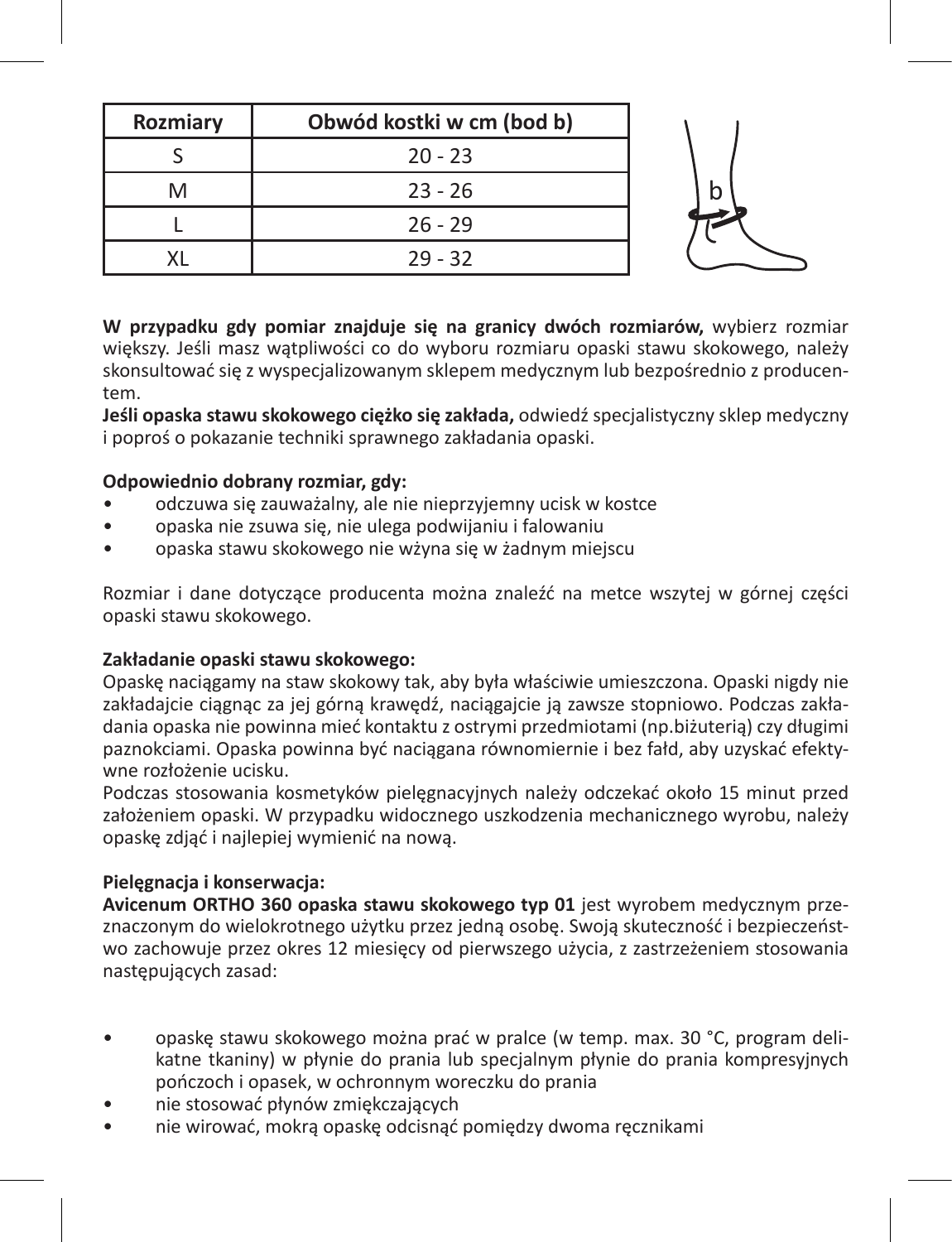| Rozmiary | Obwód kostki w cm (bod b) |
|---|---|
| S | 20 - 23 |
| M | 23 - 26 |
| L | 26 - 29 |
| XL | 29 - 32 |

**W przypadku gdy pomiar znajduje się na granicy dwóch rozmiarów,** wybierz rozmiar większy. Jeśli masz wątpliwości co do wyboru rozmiaru opaski stawu skokowego, należy skonsultować się z wyspecjalizowanym sklepem medycznym lub bezpośrednio z producentem.

**Jeśli opaska stawu skokowego ciężko się zakłada,** odwiedź specjalistyczny sklep medyczny i poproś o pokazanie techniki sprawnego zakładania opaski.

**Odpowiednio dobrany rozmiar, gdy:**

- odczuwa się zauważalny, ale nie nieprzyjemny ucisk w kostce
- opaska nie zsuwa się, nie ulega podwijaniu i falowaniu
- opaska stawu skokowego nie wżyna się w żadnym miejscu

Rozmiar i dane dotyczące producenta można znaleźć na metce wszytej w górnej części opaski stawu skokowego.

**Zakładanie opaski stawu skokowego:**

Opaskę naciągamy na staw skokowy tak, aby była właściwie umieszczona. Opaski nigdy nie zakładajcie ciągnąc za jej górną krawędź, naciągajcie ją zawsze stopniowo. Podczas zakładania opaska nie powinna mieć kontaktu z ostrymi przedmiotami (np.biżuterią) czy długimi paznokciami. Opaska powinna być naciągana równomiernie i bez fałd, aby uzyskać efektywne rozłożenie ucisku.

Podczas stosowania kosmetyków pielęgnacyjnych należy odczekać około 15 minut przed założeniem opaski. W przypadku widocznego uszkodzenia mechanicznego wyrobu, należy opaskę zdjąć i najlepiej wymienić na nową.

**Pielęgnacja i konserwacja:**

**Avicenum ORTHO 360 opaska stawu skokowego typ 01** jest wyrobem medycznym przeznaczonym do wielokrotnego użytku przez jedną osobę. Swoją skuteczność i bezpieczeństwo zachowuje przez okres 12 miesięcy od pierwszego użycia, z zastrzeżeniem stosowania następujących zasad:

- opaskę stawu skokowego można prać w pralce (w temp. max. 30 °C, program delikatne tkaniny) w płynie do prania lub specjalnym płynie do prania kompresyjnych pończoch i opasek, w ochronnym woreczku do prania
- nie stosować płynów zmiękczających
- nie wirować, mokrą opaskę odcisnąć pomiędzy dwoma ręcznikami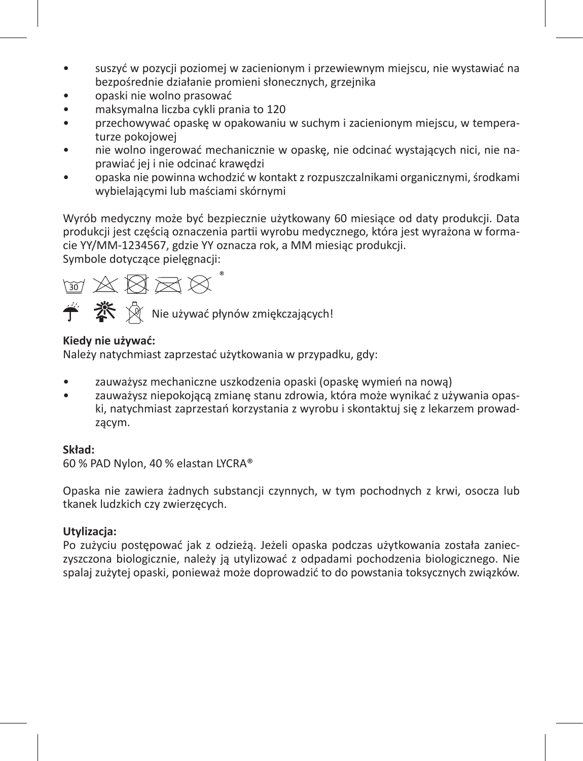- suszyć w pozycji poziomej w zacienionym i przewiewnym miejscu, nie wystawiać na bezpośrednie działanie promieni słonecznych, grzejnika
- opaski nie wolno prasować
- maksymalna liczba cykli prania to 120
- przechowywać opaskę w opakowaniu w suchym i zacienionym miejscu, w temperaturze pokojowej
- nie wolno ingerować mechanicznie w opaskę, nie odcinać wystających nici, nie naprawiać jej i nie odcinać krawędzi
- opaska nie powinna wchodzić w kontakt z rozpuszczalnikami organicznymi, środkami wybielającymi lub maściami skórnymi

Wyrób medyczny może być bezpiecznie użytkowany 60 miesiące od daty produkcji. Data produkcji jest częścią oznaczenia partii wyrobu medycznego, która jest wyrażona w formacie YY/MM-1234567, gdzie YY oznacza rok, a MM miesiąc produkcji.
Symbole dotyczące pielęgnacji:

Nie używać płynów zmiękczających!

**Kiedy nie używać:**
Należy natychmiast zaprzestać użytkowania w przypadku, gdy:

- zauważysz mechaniczne uszkodzenia opaski (opaskę wymień na nową)
- zauważysz niepokojącą zmianę stanu zdrowia, która może wynikać z używania opaski, natychmiast zaprzestań korzystania z wyrobu i skontaktuj się z lekarzem prowadzącym.

**Skład:**
60 % PAD Nylon, 40 % elastan LYCRA®

Opaska nie zawiera żadnych substancji czynnych, w tym pochodnych z krwi, osocza lub tkanek ludzkich czy zwierzęcych.

**Utylizacja:**
Po zużyciu postępować jak z odzieżą. Jeżeli opaska podczas użytkowania została zanieczyszczona biologicznie, należy ją utylizować z odpadami pochodzenia biologicznego. Nie spalaj zużytej opaski, ponieważ może doprowadzić to do powstania toksycznych związków.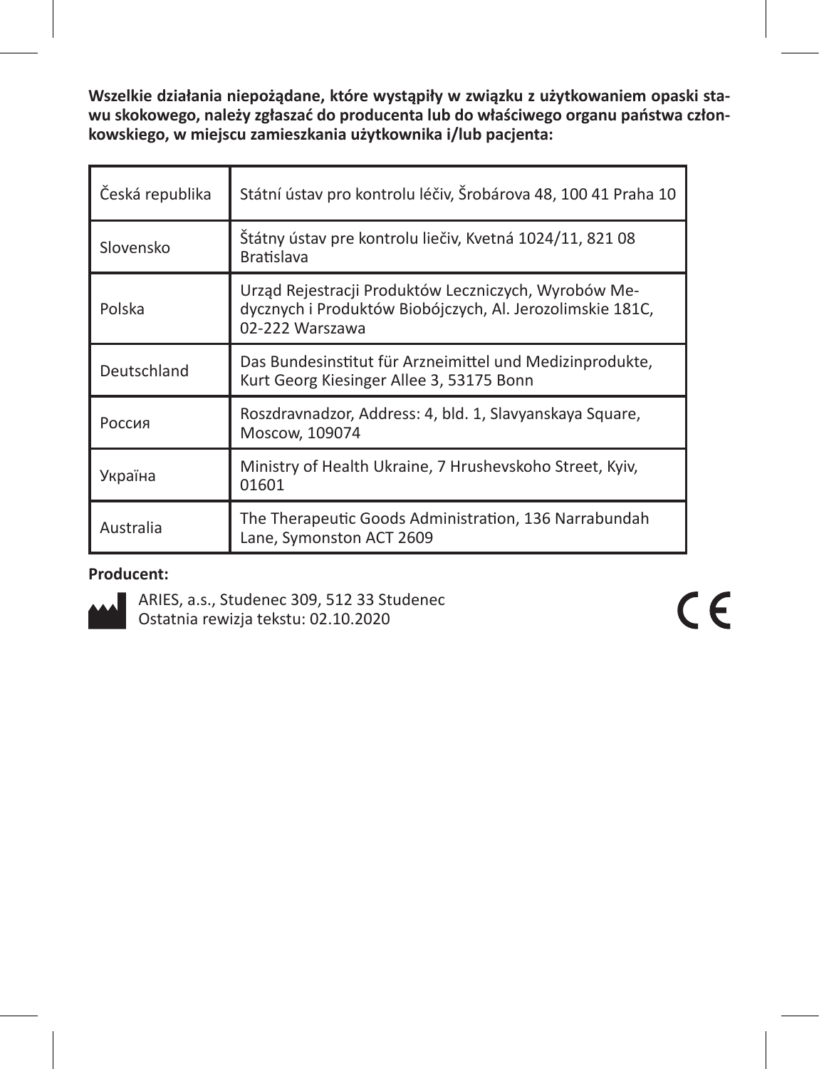**Wszelkie działania niepożądane, które wystąpiły w związku z użytkowaniem opaski stawu skokowego, należy zgłaszać do producenta lub do właściwego organu państwa członkowskiego, w miejscu zamieszkania użytkownika i/lub pacjenta:**

| | |
|---|---|
| Česká republika | Státní ústav pro kontrolu léčiv, Šrobárova 48, 100 41 Praha 10 |
| Slovensko | Štátny ústav pre kontrolu liečiv, Kvetná 1024/11, 821 08 Bratislava |
| Polska | Urząd Rejestracji Produktów Leczniczych, Wyrobów Medycznych i Produktów Biobójczych, Al. Jerozolimskie 181C, 02-222 Warszawa |
| Deutschland | Das Bundesinstitut für Arzneimittel und Medizinprodukte, Kurt Georg Kiesinger Allee 3, 53175 Bonn |
| Россия | Roszdravnadzor, Address: 4, bld. 1, Slavyanskaya Square, Moscow, 109074 |
| Україна | Ministry of Health Ukraine, 7 Hrushevskoho Street, Kyiv, 01601 |
| Australia | The Therapeutic Goods Administration, 136 Narrabundah Lane, Symonston ACT 2609 |

**Producent:**

ARIES, a.s., Studenec 309, 512 33 Studenec
Ostatnia rewizja tekstu: 02.10.2020

CE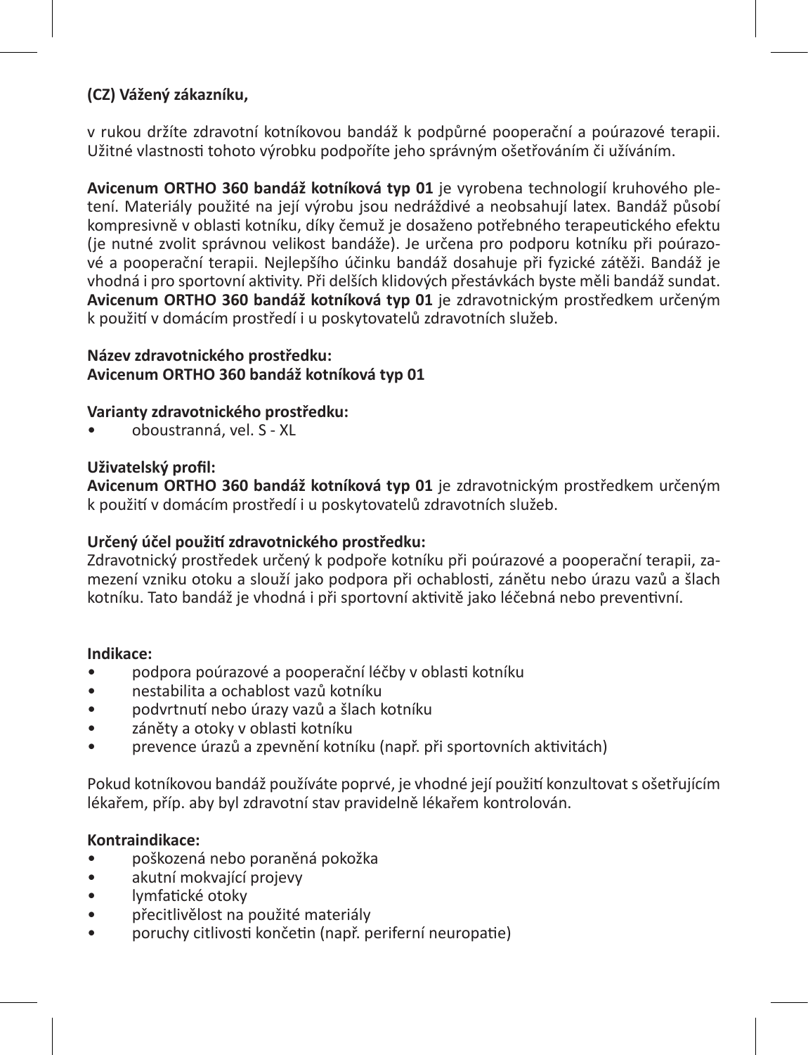**(CZ) Vážený zákazníku,**

v rukou držíte zdravotní kotníkovou bandáž k podpůrné pooperační a poúrazové terapii. Užitné vlastnosti tohoto výrobku podpoříte jeho správným ošetřováním či užíváním.

**Avicenum ORTHO 360 bandáž kotníková typ 01** je vyrobena technologií kruhového pletení. Materiály použité na její výrobu jsou nedráždivé a neobsahují latex. Bandáž působí kompresivně v oblasti kotníku, díky čemuž je dosaženo potřebného terapeutického efektu (je nutné zvolit správnou velikost bandáže). Je určena pro podporu kotníku při poúrazové a pooperační terapii. Nejlepšího účinku bandáž dosahuje při fyzické zátěži. Bandáž je vhodná i pro sportovní aktivity. Při delších klidových přestávkách byste měli bandáž sundat. **Avicenum ORTHO 360 bandáž kotníková typ 01** je zdravotnickým prostředkem určeným k použití v domácím prostředí i u poskytovatelů zdravotních služeb.

**Název zdravotnického prostředku:**
**Avicenum ORTHO 360 bandáž kotníková typ 01**

**Varianty zdravotnického prostředku:**
- oboustranná, vel. S - XL

**Uživatelský profil:**
**Avicenum ORTHO 360 bandáž kotníková typ 01** je zdravotnickým prostředkem určeným k použití v domácím prostředí i u poskytovatelů zdravotních služeb.

**Určený účel použití zdravotnického prostředku:**
Zdravotnický prostředek určený k podpoře kotníku při poúrazové a pooperační terapii, zamezení vzniku otoku a slouží jako podpora při ochablosti, zánětu nebo úrazu vazů a šlach kotníku. Tato bandáž je vhodná i při sportovní aktivitě jako léčebná nebo preventivní.

**Indikace:**
- podpora poúrazové a pooperační léčby v oblasti kotníku
- nestabilita a ochablost vazů kotníku
- podvrtnutí nebo úrazy vazů a šlach kotníku
- záněty a otoky v oblasti kotníku
- prevence úrazů a zpevnění kotníku (např. při sportovních aktivitách)

Pokud kotníkovou bandáž používáte poprvé, je vhodné její použití konzultovat s ošetřujícím lékařem, příp. aby byl zdravotní stav pravidelně lékařem kontrolován.

**Kontraindikace:**
- poškozená nebo poraněná pokožka
- akutní mokvající projevy
- lymfatické otoky
- přecitlivělost na použité materiály
- poruchy citlivosti končetin (např. periferní neuropatie)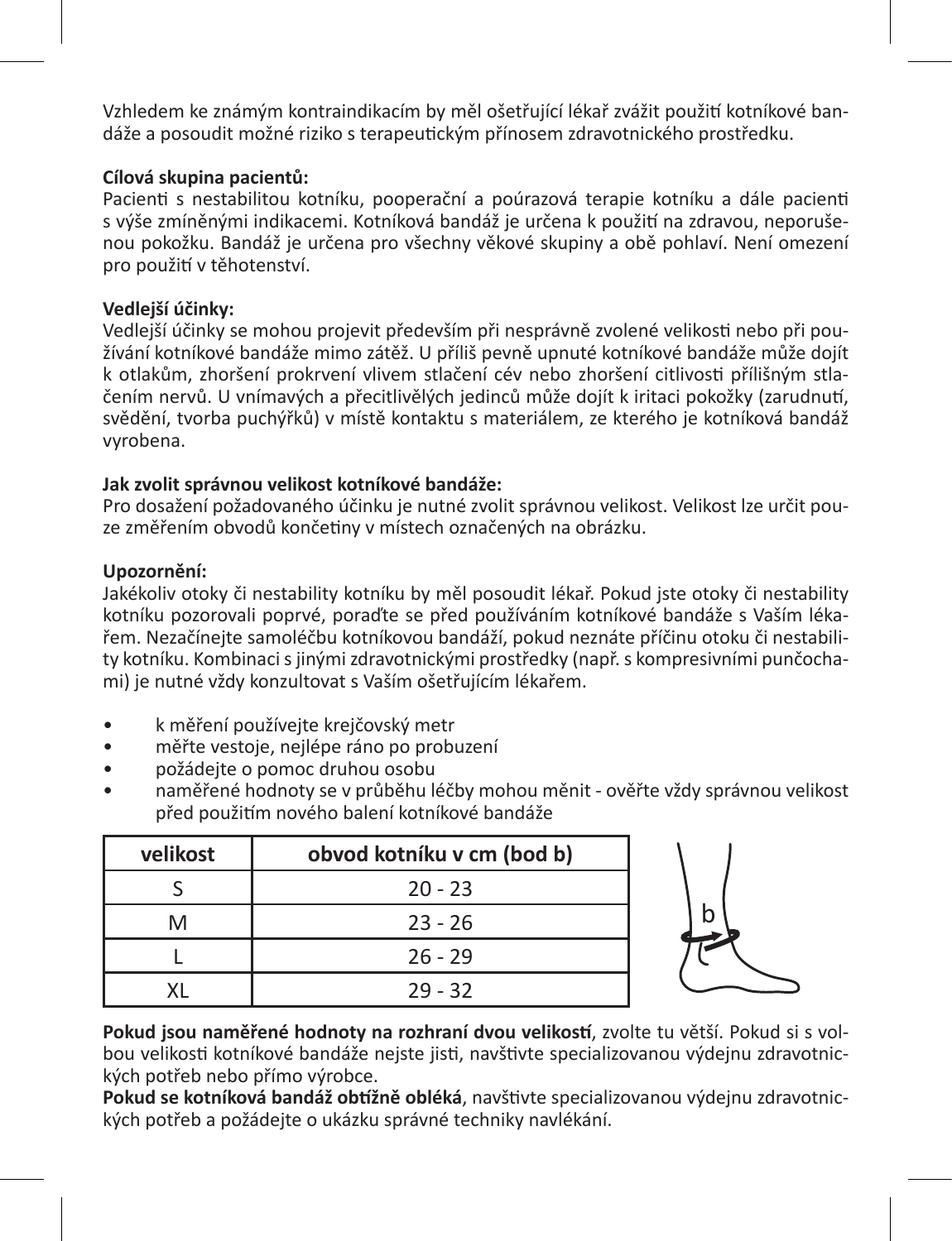Vzhledem ke známým kontraindikacím by měl ošetřující lékař zvážit použití kotníkové bandáže a posoudit možné riziko s terapeutickým přínosem zdravotnického prostředku.

**Cílová skupina pacientů:**
Pacienti s nestabilitou kotníku, pooperační a poúrazová terapie kotníku a dále pacienti s výše zmíněnými indikacemi. Kotníková bandáž je určena k použití na zdravou, neporušenou pokožku. Bandáž je určena pro všechny věkové skupiny a obě pohlaví. Není omezení pro použití v těhotenství.

**Vedlejší účinky:**
Vedlejší účinky se mohou projevit především při nesprávně zvolené velikosti nebo při používání kotníkové bandáže mimo zátěž. U příliš pevně upnuté kotníkové bandáže může dojít k otlakům, zhoršení prokrvení vlivem stlačení cév nebo zhoršení citlivosti přílišným stlačením nervů. U vnímavých a přecitlivělých jedinců může dojít k iritaci pokožky (zarudnutí, svědění, tvorba puchýřků) v místě kontaktu s materiálem, ze kterého je kotníková bandáž vyrobena.

**Jak zvolit správnou velikost kotníkové bandáže:**
Pro dosažení požadovaného účinku je nutné zvolit správnou velikost. Velikost lze určit pouze změřením obvodů končetiny v místech označených na obrázku.

**Upozornění:**
Jakékoliv otoky či nestability kotníku by měl posoudit lékař. Pokud jste otoky či nestability kotníku pozorovali poprvé, poraďte se před používáním kotníkové bandáže s Vaším lékařem. Nezačínejte samoléčbu kotníkovou bandáží, pokud neznáte příčinu otoku či nestability kotníku. Kombinaci s jinými zdravotnickými prostředky (např. s kompresivními punčochami) je nutné vždy konzultovat s Vaším ošetřujícím lékařem.

- k měření používejte krejčovský metr
- měřte vestoje, nejlépe ráno po probuzení
- požádejte o pomoc druhou osobu
- naměřené hodnoty se v průběhu léčby mohou měnit - ověřte vždy správnou velikost před použitím nového balení kotníkové bandáže

| velikost | obvod kotníku v cm (bod b) |
|---|---|
| S | 20 - 23 |
| M | 23 - 26 |
| L | 26 - 29 |
| XL | 29 - 32 |

**Pokud jsou naměřené hodnoty na rozhraní dvou velikostí**, zvolte tu větší. Pokud si s volbou velikosti kotníkové bandáže nejste jisti, navštivte specializovanou výdejnu zdravotnických potřeb nebo přímo výrobce.
**Pokud se kotníková bandáž obtížně obléká**, navštivte specializovanou výdejnu zdravotnických potřeb a požádejte o ukázku správné techniky navlékání.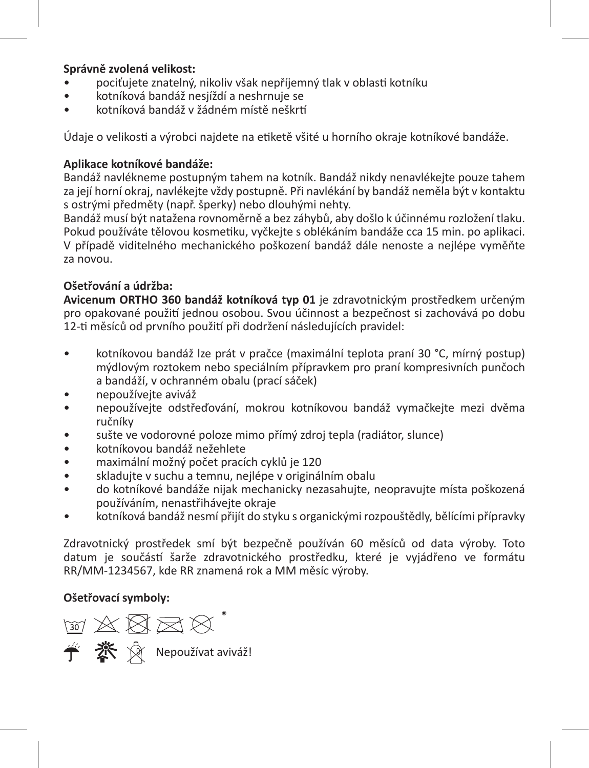**Správně zvolená velikost:**

- pociťujete znatelný, nikoliv však nepříjemný tlak v oblasti kotníku
- kotníková bandáž nesjíždí a neshrnuje se
- kotníková bandáž v žádném místě neškrtí

Údaje o velikosti a výrobci najdete na etiketě všité u horního okraje kotníkové bandáže.

**Aplikace kotníkové bandáže:**

Bandáž navlékneme postupným tahem na kotník. Bandáž nikdy nenavlékejte pouze tahem za její horní okraj, navlékejte vždy postupně. Při navlékání by bandáž neměla být v kontaktu s ostrými předměty (např. šperky) nebo dlouhými nehty.

Bandáž musí být natažena rovnoměrně a bez záhybů, aby došlo k účinnému rozložení tlaku. Pokud používáte tělovou kosmetiku, vyčkejte s oblékáním bandáže cca 15 min. po aplikaci. V případě viditelného mechanického poškození bandáž dále nenoste a nejlépe vyměňte za novou.

**Ošetřování a údržba:**

**Avicenum ORTHO 360 bandáž kotníková typ 01** je zdravotnickým prostředkem určeným pro opakované použití jednou osobou. Svou účinnost a bezpečnost si zachovává po dobu 12-ti měsíců od prvního použití při dodržení následujících pravidel:

- kotníkovou bandáž lze prát v pračce (maximální teplota praní 30 °C, mírný postup) mýdlovým roztokem nebo speciálním přípravkem pro praní kompresivních punčoch a bandáží, v ochranném obalu (prací sáček)
- nepoužívejte aviváž
- nepoužívejte odstřeďování, mokrou kotníkovou bandáž vymačkejte mezi dvěma ručníky
- sušte ve vodorovné poloze mimo přímý zdroj tepla (radiátor, slunce)
- kotníkovou bandáž nežehlete
- maximální možný počet pracích cyklů je 120
- skladujte v suchu a temnu, nejlépe v originálním obalu
- do kotníkové bandáže nijak mechanicky nezasahujte, neopravujte místa poškozená používáním, nenastřihávejte okraje
- kotníková bandáž nesmí přijít do styku s organickými rozpouštědly, bělícími přípravky

Zdravotnický prostředek smí být bezpečně používán 60 měsíců od data výroby. Toto datum je součástí šarže zdravotnického prostředku, které je vyjádřeno ve formátu RR/MM-1234567, kde RR znamená rok a MM měsíc výroby.

**Ošetřovací symboly:**

Nepoužívat aviváž!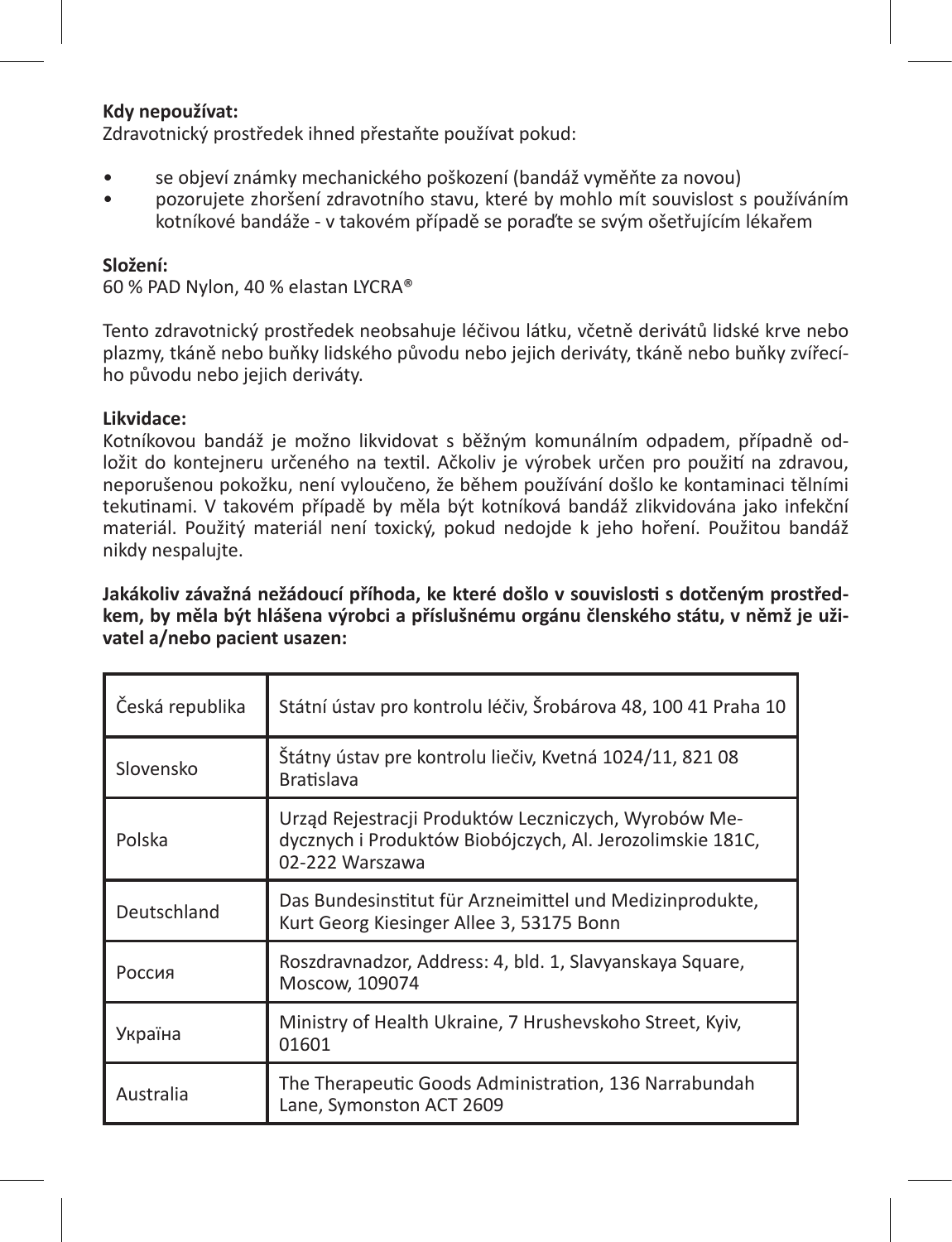**Kdy nepoužívat:**
Zdravotnický prostředek ihned přestaňte používat pokud:

- se objeví známky mechanického poškození (bandáž vyměňte za novou)
- pozorujete zhoršení zdravotního stavu, které by mohlo mít souvislost s používáním kotníkové bandáže - v takovém případě se poraďte se svým ošetřujícím lékařem

**Složení:**
60 % PAD Nylon, 40 % elastan LYCRA®

Tento zdravotnický prostředek neobsahuje léčivou látku, včetně derivátů lidské krve nebo plazmy, tkáně nebo buňky lidského původu nebo jejich deriváty, tkáně nebo buňky zvířecího původu nebo jejich deriváty.

**Likvidace:**
Kotníkovou bandáž je možno likvidovat s běžným komunálním odpadem, případně odložit do kontejneru určeného na textil. Ačkoliv je výrobek určen pro použití na zdravou, neporušenou pokožku, není vyloučeno, že během používání došlo ke kontaminaci tělními tekutinami. V takovém případě by měla být kotníková bandáž zlikvidována jako infekční materiál. Použitý materiál není toxický, pokud nedojde k jeho hoření. Použitou bandáž nikdy nespalujte.

**Jakákoliv závažná nežádoucí příhoda, ke které došlo v souvislosti s dotčeným prostředkem, by měla být hlášena výrobci a příslušnému orgánu členského státu, v němž je uživatel a/nebo pacient usazen:**

| | |
|---|---|
| Česká republika | Státní ústav pro kontrolu léčiv, Šrobárova 48, 100 41 Praha 10 |
| Slovensko | Štátny ústav pre kontrolu liečiv, Kvetná 1024/11, 821 08 Bratislava |
| Polska | Urząd Rejestracji Produktów Leczniczych, Wyrobów Medycznych i Produktów Biobójczych, Al. Jerozolimskie 181C, 02-222 Warszawa |
| Deutschland | Das Bundesinstitut für Arzneimittel und Medizinprodukte, Kurt Georg Kiesinger Allee 3, 53175 Bonn |
| Россия | Roszdravnadzor, Address: 4, bld. 1, Slavyanskaya Square, Moscow, 109074 |
| Україна | Ministry of Health Ukraine, 7 Hrushevskoho Street, Kyiv, 01601 |
| Australia | The Therapeutic Goods Administration, 136 Narrabundah Lane, Symonston ACT 2609 |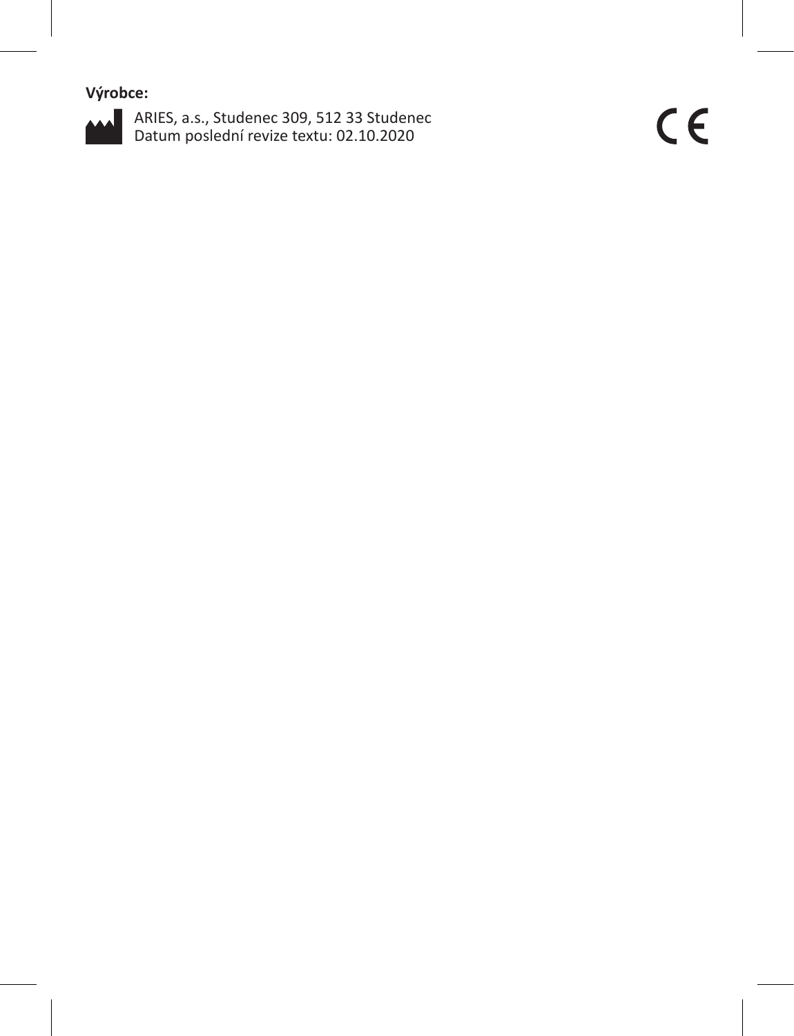**Výrobce:**

ARIES, a.s., Studenec 309, 512 33 Studenec
Datum poslední revize textu: 02.10.2020

CE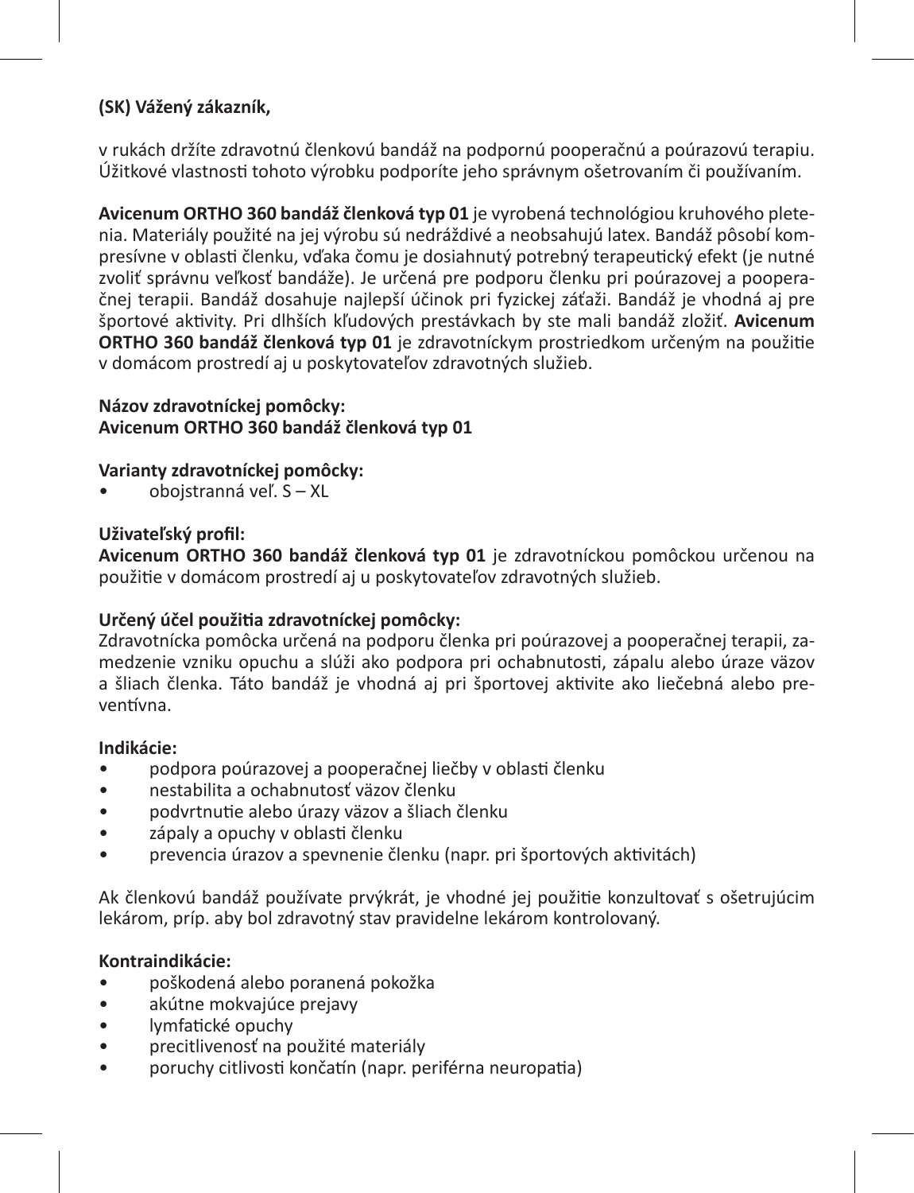**(SK) Vážený zákazník,**

v rukách držíte zdravotnú členkovú bandáž na podpornú pooperačnú a poúrazovú terapiu. Úžitkové vlastnosti tohoto výrobku podporíte jeho správnym ošetrovaním či používaním.

**Avicenum ORTHO 360 bandáž členková typ 01** je vyrobená technológiou kruhového pletenia. Materiály použité na jej výrobu sú nedráždivé a neobsahujú latex. Bandáž pôsobí kompresívne v oblasti členku, vďaka čomu je dosiahnutý potrebný terapeutický efekt (je nutné zvoliť správnu veľkosť bandáže). Je určená pre podporu členku pri poúrazovej a pooperačnej terapii. Bandáž dosahuje najlepší účinok pri fyzickej záťaži. Bandáž je vhodná aj pre športové aktivity. Pri dlhších kľudových prestávkach by ste mali bandáž zložiť. **Avicenum ORTHO 360 bandáž členková typ 01** je zdravotníckym prostriedkom určeným na použitie v domácom prostredí aj u poskytovateľov zdravotných služieb.

**Názov zdravotníckej pomôcky:**
**Avicenum ORTHO 360 bandáž členková typ 01**

**Varianty zdravotníckej pomôcky:**
- obojstranná veľ. S – XL

**Uživateľský profil:**
**Avicenum ORTHO 360 bandáž členková typ 01** je zdravotníckou pomôckou určenou na použitie v domácom prostredí aj u poskytovateľov zdravotných služieb.

**Určený účel použitia zdravotníckej pomôcky:**
Zdravotnícka pomôcka určená na podporu členka pri poúrazovej a pooperačnej terapii, zamedzenie vzniku opuchu a slúži ako podpora pri ochabnutosti, zápalu alebo úraze väzov a šliach členka. Táto bandáž je vhodná aj pri športovej aktivite ako liečebná alebo preventívna.

**Indikácie:**
- podpora poúrazovej a pooperačnej liečby v oblasti členku
- nestabilita a ochabnutosť väzov členku
- podvrtnutie alebo úrazy väzov a šliach členku
- zápaly a opuchy v oblasti členku
- prevencia úrazov a spevnenie členku (napr. pri športových aktivitách)

Ak členkovú bandáž používate prvýkrát, je vhodné jej použitie konzultovať s ošetrujúcim lekárom, príp. aby bol zdravotný stav pravidelne lekárom kontrolovaný.

**Kontraindikácie:**
- poškodená alebo poranená pokožka
- akútne mokvajúce prejavy
- lymfatické opuchy
- precitlivenosť na použité materiály
- poruchy citlivosti končatín (napr. periférna neuropatia)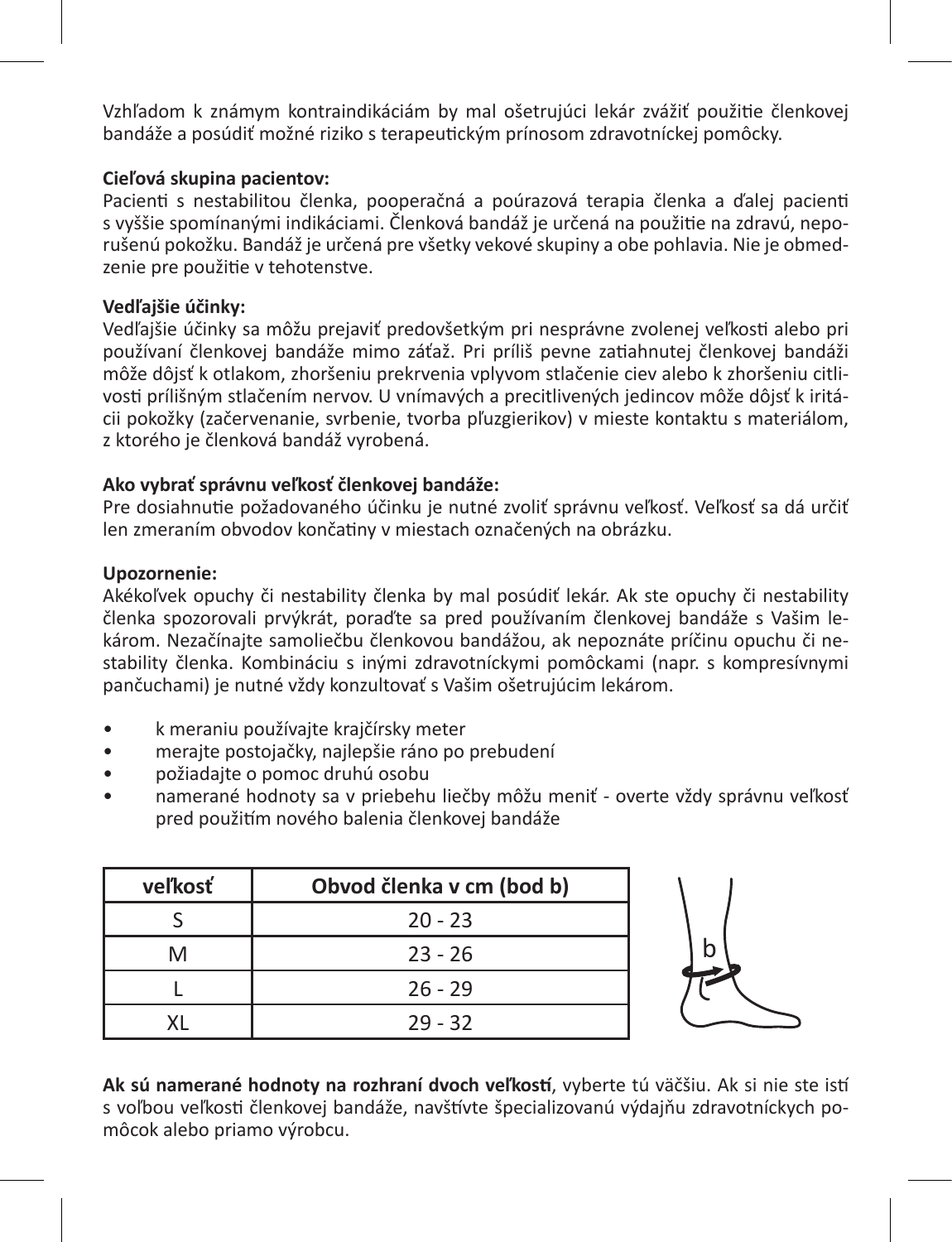Vzhľadom k známym kontraindikáciám by mal ošetrujúci lekár zvážiť použitie členkovej bandáže a posúdiť možné riziko s terapeutickým prínosom zdravotníckej pomôcky.

**Cieľová skupina pacientov:**
Pacienti s nestabilitou členka, pooperačná a poúrazová terapia členka a ďalej pacienti s vyššie spomínanými indikáciami. Členková bandáž je určená na použitie na zdravú, neporušenú pokožku. Bandáž je určená pre všetky vekové skupiny a obe pohlavia. Nie je obmedzenie pre použitie v tehotenstve.

**Vedľajšie účinky:**
Vedľajšie účinky sa môžu prejaviť predovšetkým pri nesprávne zvolenej veľkosti alebo pri používaní členkovej bandáže mimo záťaž. Pri príliš pevne zatiahnutej členkovej bandáži môže dôjsť k otlakom, zhoršeniu prekrvenia vplyvom stlačenie ciev alebo k zhoršeniu citlivosti prílišným stlačením nervov. U vnímavých a precitlivených jedincov môže dôjsť k iritácii pokožky (začervenanie, svrbenie, tvorba pľuzgierikov) v mieste kontaktu s materiálom, z ktorého je členková bandáž vyrobená.

**Ako vybrať správnu veľkosť členkovej bandáže:**
Pre dosiahnutie požadovaného účinku je nutné zvoliť správnu veľkosť. Veľkosť sa dá určiť len zmeraním obvodov končatiny v miestach označených na obrázku.

**Upozornenie:**
Akékoľvek opuchy či nestability členka by mal posúdiť lekár. Ak ste opuchy či nestability členka spozorovali prvýkrát, poraďte sa pred používaním členkovej bandáže s Vašim lekárom. Nezačínajte samoliečbu členkovou bandážou, ak nepoznáte príčinu opuchu či nestability členka. Kombináciu s inými zdravotníckymi pomôckami (napr. s kompresívnymi pančuchami) je nutné vždy konzultovať s Vašim ošetrujúcim lekárom.

- k meraniu používajte krajčírsky meter
- merajte postojačky, najlepšie ráno po prebudení
- požiadajte o pomoc druhú osobu
- namerané hodnoty sa v priebehu liečby môžu meniť - overte vždy správnu veľkosť pred použitím nového balenia členkovej bandáže

| veľkosť | Obvod členka v cm (bod b) |
|---|---|
| S | 20 - 23 |
| M | 23 - 26 |
| L | 26 - 29 |
| XL | 29 - 32 |

**Ak sú namerané hodnoty na rozhraní dvoch veľkostí**, vyberte tú väčšiu. Ak si nie ste istí s voľbou veľkosti členkovej bandáže, navštívte špecializovanú výdajňu zdravotníckych pomôcok alebo priamo výrobcu.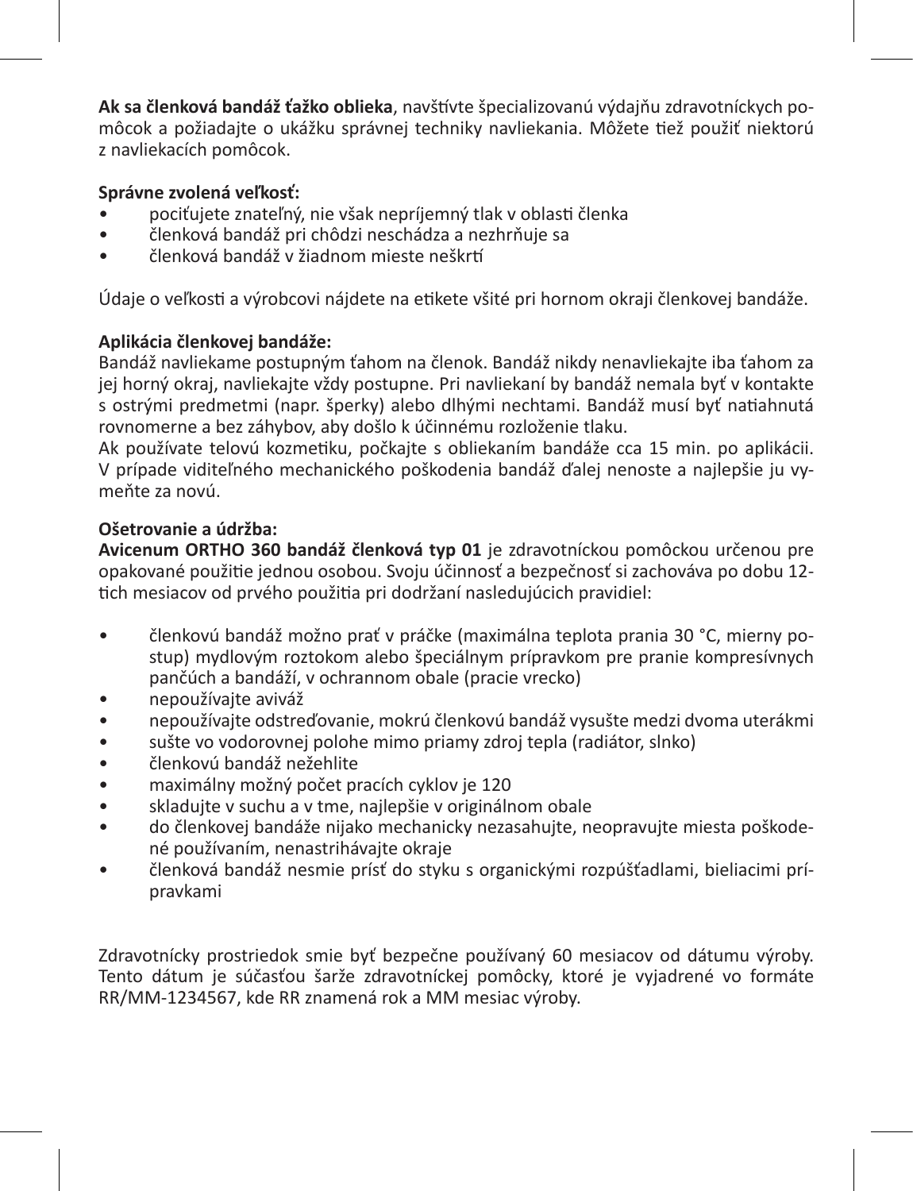**Ak sa členková bandáž ťažko oblieka**, navštívte špecializovanú výdajňu zdravotníckych pomôcok a požiadajte o ukážku správnej techniky navliekania. Môžete tiež použiť niektorú z navliekacích pomôcok.

**Správne zvolená veľkosť:**

- pociťujete znateľný, nie však nepríjemný tlak v oblasti členka
- členková bandáž pri chôdzi neschádza a nezhrňuje sa
- členková bandáž v žiadnom mieste neškrtí

Údaje o veľkosti a výrobcovi nájdete na etikete všité pri hornom okraji členkovej bandáže.

**Aplikácia členkovej bandáže:**
Bandáž navliekame postupným ťahom na členok. Bandáž nikdy nenavliekajte iba ťahom za jej horný okraj, navliekajte vždy postupne. Pri navliekaní by bandáž nemala byť v kontakte s ostrými predmetmi (napr. šperky) alebo dlhými nechtami. Bandáž musí byť natiahnutá rovnomerne a bez záhybov, aby došlo k účinnému rozloženie tlaku.
Ak používate telovú kozmetiku, počkajte s obliekaním bandáže cca 15 min. po aplikácii. V prípade viditeľného mechanického poškodenia bandáž ďalej nenoste a najlepšie ju vymeňte za novú.

**Ošetrovanie a údržba:**
**Avicenum ORTHO 360 bandáž členková typ 01** je zdravotníckou pomôckou určenou pre opakované použitie jednou osobou. Svoju účinnosť a bezpečnosť si zachováva po dobu 12-tich mesiacov od prvého použitia pri dodržaní nasledujúcich pravidiel:

- členkovú bandáž možno prať v práčke (maximálna teplota prania 30 °C, mierny postup) mydlovým roztokom alebo špeciálnym prípravkom pre pranie kompresívnych pančúch a bandáží, v ochrannom obale (pracie vrecko)
- nepoužívajte aviváž
- nepoužívajte odstreďovanie, mokrú členkovú bandáž vysušte medzi dvoma uterákmi
- sušte vo vodorovnej polohe mimo priamy zdroj tepla (radiátor, slnko)
- členkovú bandáž nežehlite
- maximálny možný počet pracích cyklov je 120
- skladujte v suchu a v tme, najlepšie v originálnom obale
- do členkovej bandáže nijako mechanicky nezasahujte, neopravujte miesta poškodené používaním, nenastrihávajte okraje
- členková bandáž nesmie prísť do styku s organickými rozpúšťadlami, bieliacimi prípravkami

Zdravotnícky prostriedok smie byť bezpečne používaný 60 mesiacov od dátumu výroby. Tento dátum je súčasťou šarže zdravotníckej pomôcky, ktoré je vyjadrené vo formáte RR/MM-1234567, kde RR znamená rok a MM mesiac výroby.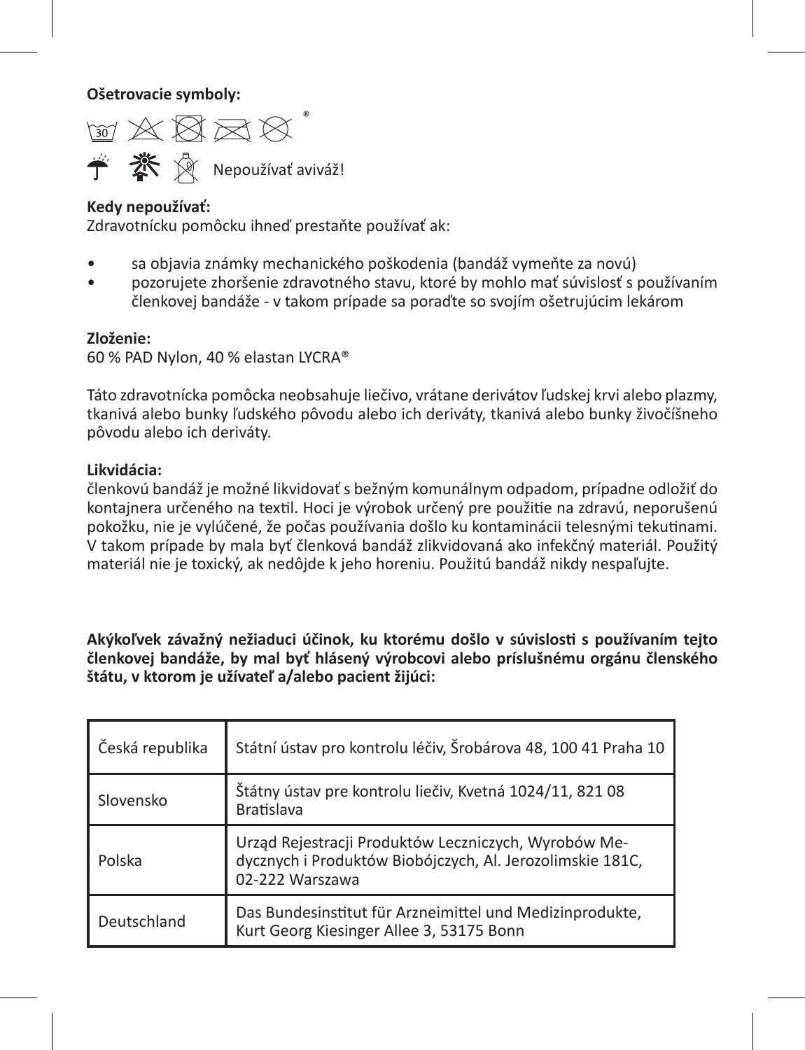**Ošetrovacie symboly:**

Nepoužívať aviváž!

**Kedy nepoužívať:**
Zdravotnícku pomôcku ihneď prestaňte používať ak:

- sa objavia známky mechanického poškodenia (bandáž vymeňte za novú)
- pozorujete zhoršenie zdravotného stavu, ktoré by mohlo mať súvislosť s používaním členkovej bandáže - v takom prípade sa poraďte so svojím ošetrujúcim lekárom

**Zloženie:**
60 % PAD Nylon, 40 % elastan LYCRA®

Táto zdravotnícka pomôcka neobsahuje liečivo, vrátane derivátov ľudskej krvi alebo plazmy, tkanivá alebo bunky ľudského pôvodu alebo ich deriváty, tkanivá alebo bunky živočíšneho pôvodu alebo ich deriváty.

**Likvidácia:**
členkovú bandáž je možné likvidovať s bežným komunálnym odpadom, prípadne odložiť do kontajnera určeného na textil. Hoci je výrobok určený pre použitie na zdravú, neporušenú pokožku, nie je vylúčené, že počas používania došlo ku kontaminácii telesnými tekutinami. V takom prípade by mala byť členková bandáž zlikvidovaná ako infekčný materiál. Použitý materiál nie je toxický, ak nedôjde k jeho horeniu. Použitú bandáž nikdy nespaľujte.

**Akýkoľvek závažný nežiaduci účinok, ku ktorému došlo v súvislosti s používaním tejto členkovej bandáže, by mal byť hlásený výrobcovi alebo príslušnému orgánu členského štátu, v ktorom je užívateľ a/alebo pacient žijúci:**

| Česká republika | Státní ústav pro kontrolu léčiv, Šrobárova 48, 100 41 Praha 10 |
|---|---|
| Slovensko | Štátny ústav pre kontrolu liečiv, Kvetná 1024/11, 821 08 Bratislava |
| Polska | Urząd Rejestracji Produktów Leczniczych, Wyrobów Medycznych i Produktów Biobójczych, Al. Jerozolimskie 181C, 02-222 Warszawa |
| Deutschland | Das Bundesinstitut für Arzneimittel und Medizinprodukte, Kurt Georg Kiesinger Allee 3, 53175 Bonn |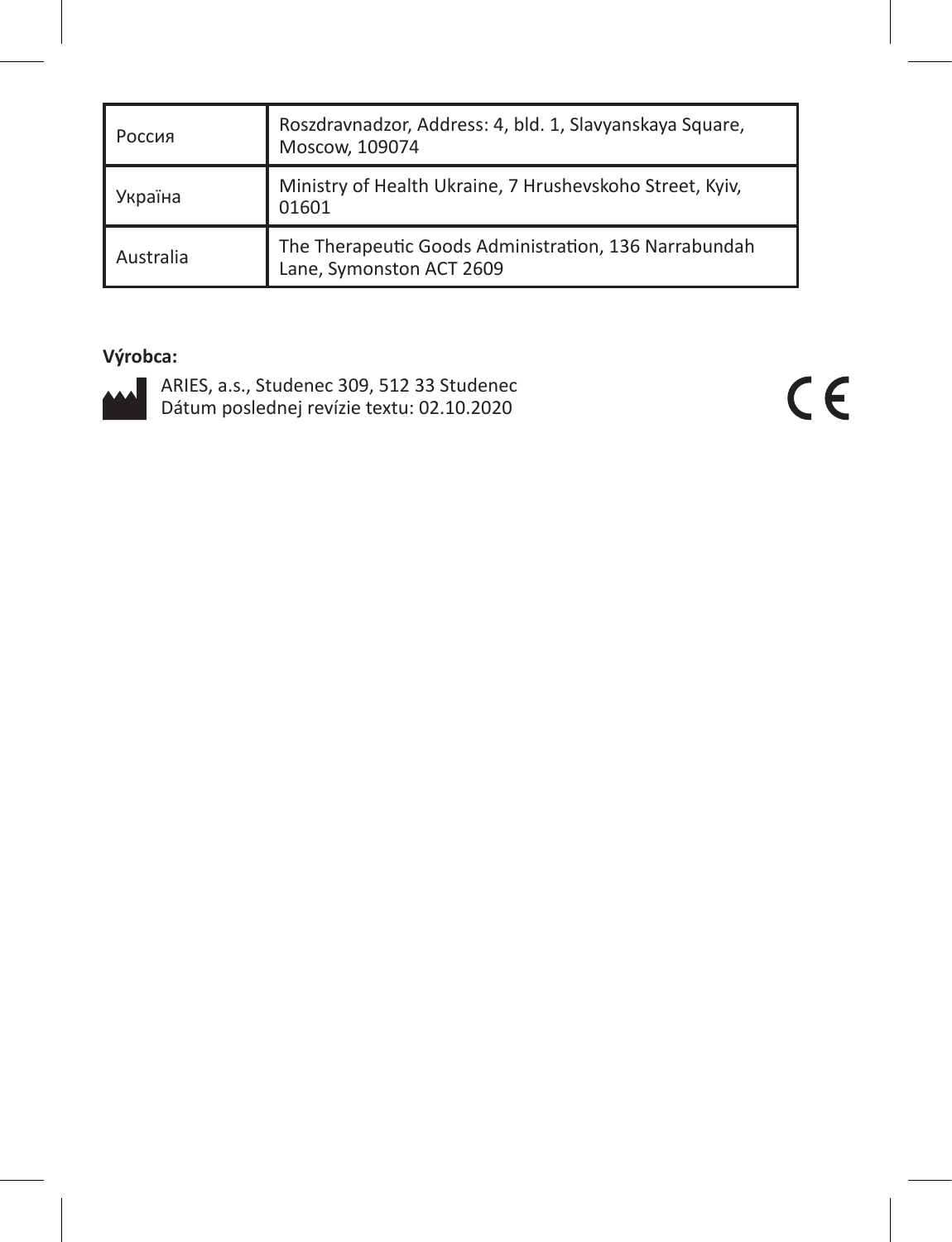| Россия | Roszdravnadzor, Address: 4, bld. 1, Slavyanskaya Square, Moscow, 109074 |
| --- | --- |
| Україна | Ministry of Health Ukraine, 7 Hrushevskoho Street, Kyiv, 01601 |
| Australia | The Therapeutic Goods Administration, 136 Narrabundah Lane, Symonston ACT 2609 |

**Výrobca:**

ARIES, a.s., Studenec 309, 512 33 Studenec
Dátum poslednej revízie textu: 02.10.2020

CE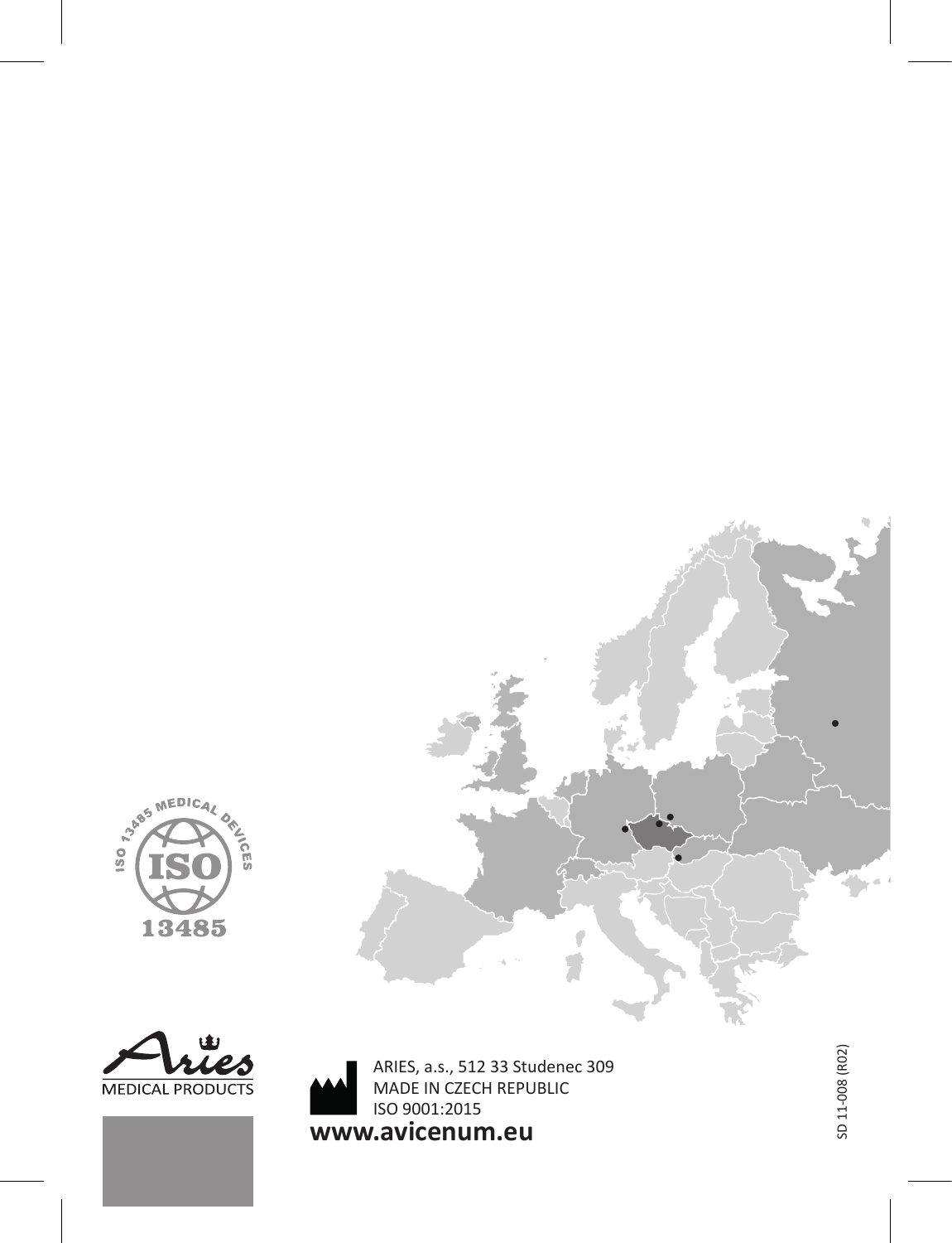ISO 13485 MEDICAL DEVICES

ISO

13485

Aries

MEDICAL PRODUCTS

ARIES, a.s., 512 33 Studenec 309
MADE IN CZECH REPUBLIC
ISO 9001:2015

**www.avicenum.eu**

SD 11-008 (R02)